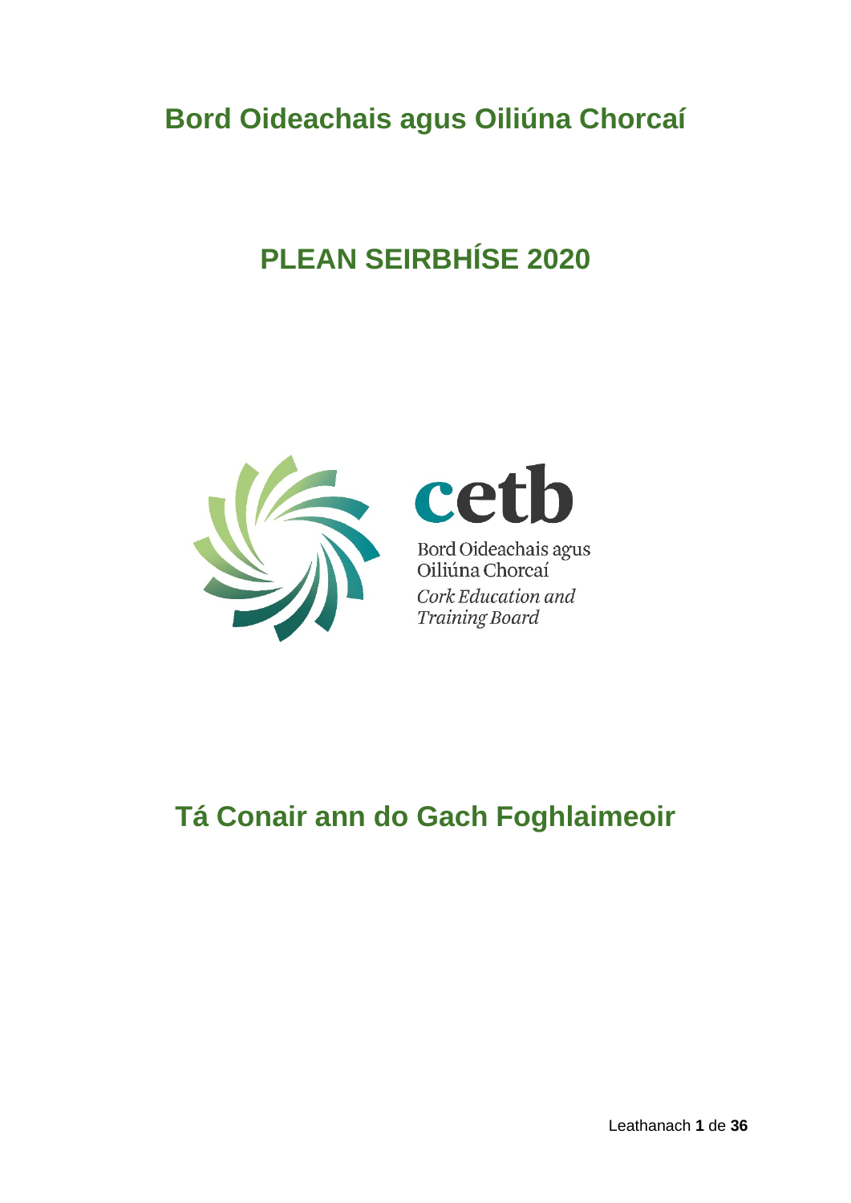# Bord Oideachais agus Oiliúna Chorcaí

# PLEAN SEIRBHÍSE 2020

cetb

Bord Oideachais agus Oiliúna Chorcaí

*Cork Education and Training Board*

## Tá Conair ann do Gach Foghlaimeoir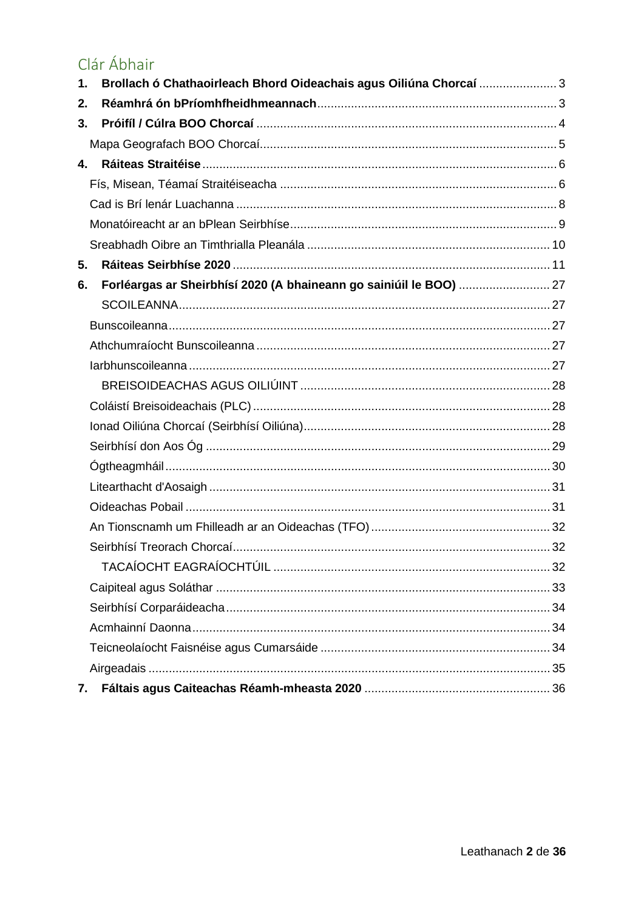## Clár Ábhair

1. **Brollach ó Chathaoirleach Bhord Oideachais agus Oiliúna Chorcaí** ....................... 3
2. **Réamhrá ón bPríomhfheidhmeannach** ....................... 3
3. **Próifíl / Cúlra BOO Chorcaí** ....................... 4
   - Mapa Geografach BOO Chorcaí ....................... 5
4. **Ráiteas Straitéise** ....................... 6
   - Fís, Misean, Téamaí Straitéiseacha ....................... 6
   - Cad is Brí lenár Luachanna ....................... 8
   - Monatóireacht ar an bPlean Seirbhíse ....................... 9
   - Sreabhadh Oibre an Timthrialla Pleanála ....................... 10
5. **Ráiteas Seirbhíse 2020** ....................... 11
6. **Forléargas ar Sheirbhísí 2020 (A bhaineann go sainiúil le BOO)** ....................... 27
   - SCOILEANNA ....................... 27
   - Bunscoileanna ....................... 27
   - Athchumraíocht Bunscoileanna ....................... 27
   - Iarbhunscoileanna ....................... 27
   - BREISOIDEACHAS AGUS OILIÚINT ....................... 28
   - Coláistí Breisoideachais (PLC) ....................... 28
   - Ionad Oiliúna Chorcaí (Seirbhísí Oiliúna) ....................... 28
   - Seirbhísí don Aos Óg ....................... 29
   - Ógtheagmháil ....................... 30
   - Litearthacht d'Aosaigh ....................... 31
   - Oideachas Pobail ....................... 31
   - An Tionscnamh um Fhilleadh ar an Oideachas (TFO) ....................... 32
   - Seirbhísí Treorach Chorcaí ....................... 32
   - TACAÍOCHT EAGRAÍOCHTÚIL ....................... 32
   - Caipiteal agus Soláthar ....................... 33
   - Seirbhísí Corparáideacha ....................... 34
   - Acmhainní Daonna ....................... 34
   - Teicneolaíocht Faisnéise agus Cumarsáide ....................... 34
   - Airgeadais ....................... 35
7. **Fáltais agus Caiteachas Réamh-mheasta 2020** ....................... 36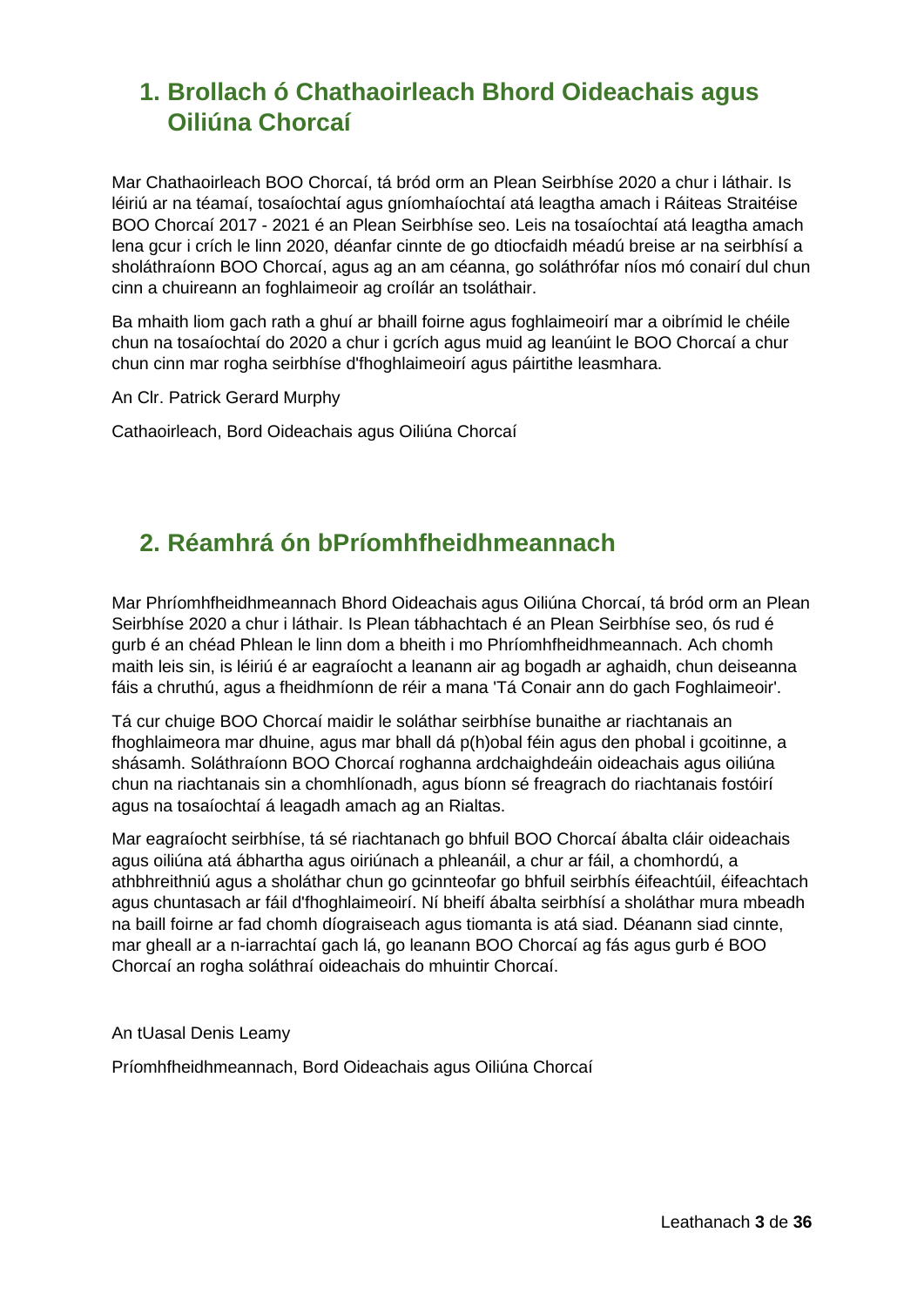## 1. Brollach ó Chathaoirleach Bhord Oideachais agus Oiliúna Chorcaí

Mar Chathaoirleach BOO Chorcaí, tá bród orm an Plean Seirbhíse 2020 a chur i láthair. Is léiriú ar na téamaí, tosaíochtaí agus gníomhaíochtaí atá leagtha amach i Ráiteas Straitéise BOO Chorcaí 2017 - 2021 é an Plean Seirbhíse seo. Leis na tosaíochtaí atá leagtha amach lena gcur i gcrích le linn 2020, déanfar cinnte de go dtiocfaidh méadú breise ar na seirbhísí a sholáthraíonn BOO Chorcaí, agus ag an am céanna, go soláthrófar níos mó conairí dul chun cinn a chuireann an foghlaimeoir ag croílár an tsoláthair.

Ba mhaith liom gach rath a ghuí ar bhaill foirne agus foghlaimeoirí mar a oibrímid le chéile chun na tosaíochtaí do 2020 a chur i gcrích agus muid ag leanúint le BOO Chorcaí a chur chun cinn mar rogha seirbhíse d'fhoghlaimeoirí agus páirtithe leasmhara.

An Clr. Patrick Gerard Murphy

Cathaoirleach, Bord Oideachais agus Oiliúna Chorcaí

## 2. Réamhrá ón bPríomhfheidhmeannach

Mar Phríomhfheidhmeannach Bhord Oideachais agus Oiliúna Chorcaí, tá bród orm an Plean Seirbhíse 2020 a chur i láthair. Is Plean tábhachtach é an Plean Seirbhíse seo, ós rud é gurb é an chéad Phlean le linn dom a bheith i mo Phríomhfheidhmeannach. Ach chomh maith leis sin, is léiriú é ar eagraíocht a leanann air ag bogadh ar aghaidh, chun deiseanna fáis a chruthú, agus a fheidhmíonn de réir a mana 'Tá Conair ann do gach Foghlaimeoir'.

Tá cur chuige BOO Chorcaí maidir le soláthar seirbhíse bunaithe ar riachtanais an fhoghlaimeora mar dhuine, agus mar bhall dá p(h)obal féin agus den phobal i gcoitinne, a shásamh. Soláthraíonn BOO Chorcaí roghanna ardchaighdeáin oideachais agus oiliúna chun na riachtanais sin a chomhlíonadh, agus bíonn sé freagrach do riachtanais fostóirí agus na tosaíochtaí á leagadh amach ag an Rialtas.

Mar eagraíocht seirbhíse, tá sé riachtanach go bhfuil BOO Chorcaí ábalta cláir oideachais agus oiliúna atá ábhartha agus oiriúnach a phleanáil, a chur ar fáil, a chomhordú, a athbhreithniú agus a sholáthar chun go gcinnteofar go bhfuil seirbhís éifeachtúil, éifeachtach agus chuntasach ar fáil d'fhoghlaimeoirí. Ní bheifí ábalta seirbhísí a sholáthar mura mbeadh na baill foirne ar fad chomh díograiseach agus tiomanta is atá siad. Déanann siad cinnte, mar gheall ar a n-iarrachtaí gach lá, go leanann BOO Chorcaí ag fás agus gurb é BOO Chorcaí an rogha soláthraí oideachais do mhuintir Chorcaí.

An tUasal Denis Leamy

Príomhfheidhmeannach, Bord Oideachais agus Oiliúna Chorcaí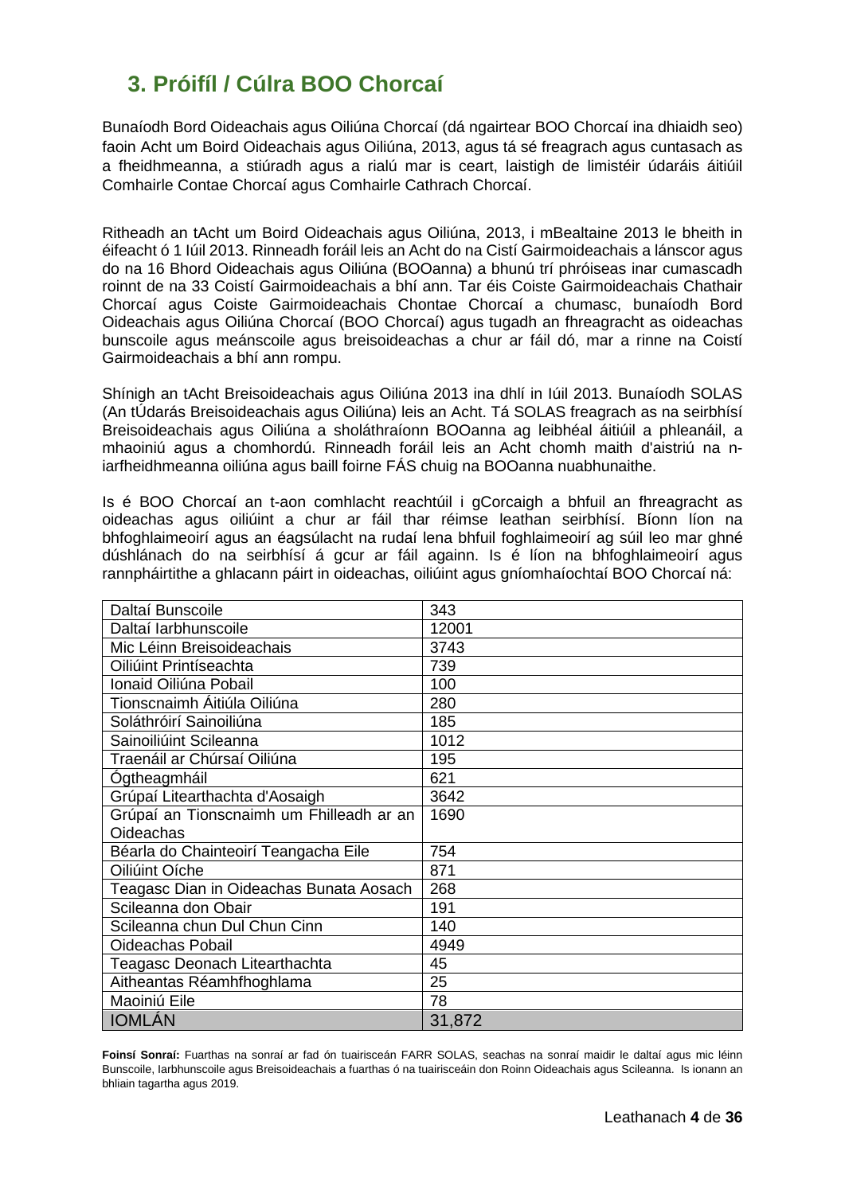## 3. Próifíl / Cúlra BOO Chorcaí

Bunaíodh Bord Oideachais agus Oiliúna Chorcaí (dá ngairtear BOO Chorcaí ina dhiaidh seo) faoin Acht um Boird Oideachais agus Oiliúna, 2013, agus tá sé freagrach agus cuntasach as a fheidhmeanna, a stiúradh agus a rialú mar is ceart, laistigh de limistéir údaráis áitiúil Comhairle Contae Chorcaí agus Comhairle Cathrach Chorcaí.

Ritheadh an tAcht um Boird Oideachais agus Oiliúna, 2013, i mBealtaine 2013 le bheith in éifeacht ó 1 Iúil 2013. Rinneadh foráil leis an Acht do na Cistí Gairmoideachais a lánscor agus do na 16 Bhord Oideachais agus Oiliúna (BOOanna) a bhunú trí phróiseas inar cumascadh roinnt de na 33 Coistí Gairmoideachais a bhí ann. Tar éis Coiste Gairmoideachais Chathair Chorcaí agus Coiste Gairmoideachais Chontae Chorcaí a chumasc, bunaíodh Bord Oideachais agus Oiliúna Chorcaí (BOO Chorcaí) agus tugadh an fhreagracht as oideachas bunscoile agus meánscoile agus breisoideachas a chur ar fáil dó, mar a rinne na Coistí Gairmoideachais a bhí ann rompu.

Shínigh an tAcht Breisoideachais agus Oiliúna 2013 ina dhlí in Iúil 2013. Bunaíodh SOLAS (An tÚdarás Breisoideachais agus Oiliúna) leis an Acht. Tá SOLAS freagrach as na seirbhísí Breisoideachais agus Oiliúna a sholáthraíonn BOOanna ag leibhéal áitiúil a phleanáil, a mhaoiniú agus a chomhordú. Rinneadh foráil leis an Acht chomh maith d'aistriú na n-iarfheidhmeanna oiliúna agus baill foirne FÁS chuig na BOOanna nuabhunaithe.

Is é BOO Chorcaí an t-aon comhlacht reachtúil i gCorcaigh a bhfuil an fhreagracht as oideachas agus oiliúint a chur ar fáil thar réimse leathan seirbhísí. Bíonn líon na bhfoghlaimeoirí agus an éagsúlacht na rudaí lena bhfuil foghlaimeoirí ag súil leo mar ghné dúshlánach do na seirbhísí á gcur ar fáil againn. Is é líon na bhfoghlaimeoirí agus rannpháirtithe a ghlacann páirt in oideachas, oiliúint agus gníomhaíochtaí BOO Chorcaí ná:

| | |
|---|---|
| Daltaí Bunscoile | 343 |
| Daltaí Iarbhunscoile | 12001 |
| Mic Léinn Breisoideachais | 3743 |
| Oiliúint Printíseachta | 739 |
| Ionaid Oiliúna Pobail | 100 |
| Tionscnaimh Áitiúla Oiliúna | 280 |
| Soláthróirí Sainoiliúna | 185 |
| Sainoiliúint Scileanna | 1012 |
| Traenáil ar Chúrsaí Oiliúna | 195 |
| Ógtheagmháil | 621 |
| Grúpaí Litearthachta d'Aosaigh | 3642 |
| Grúpaí an Tionscnaimh um Fhilleadh ar an Oideachas | 1690 |
| Béarla do Chainteoirí Teangacha Eile | 754 |
| Oiliúint Oíche | 871 |
| Teagasc Dian in Oideachas Bunata Aosach | 268 |
| Scileanna don Obair | 191 |
| Scileanna chun Dul Chun Cinn | 140 |
| Oideachas Pobail | 4949 |
| Teagasc Deonach Litearthachta | 45 |
| Aitheantas Réamhfhoghlama | 25 |
| Maoiniú Eile | 78 |
| IOMLÁN | 31,872 |

**Foinsí Sonraí:** Fuarthas na sonraí ar fad ón tuairisceán FARR SOLAS, seachas na sonraí maidir le daltaí agus mic léinn Bunscoile, Iarbhunscoile agus Breisoideachais a fuarthas ó na tuairisceáin don Roinn Oideachais agus Scileanna. Is ionann an bhliain tagartha agus 2019.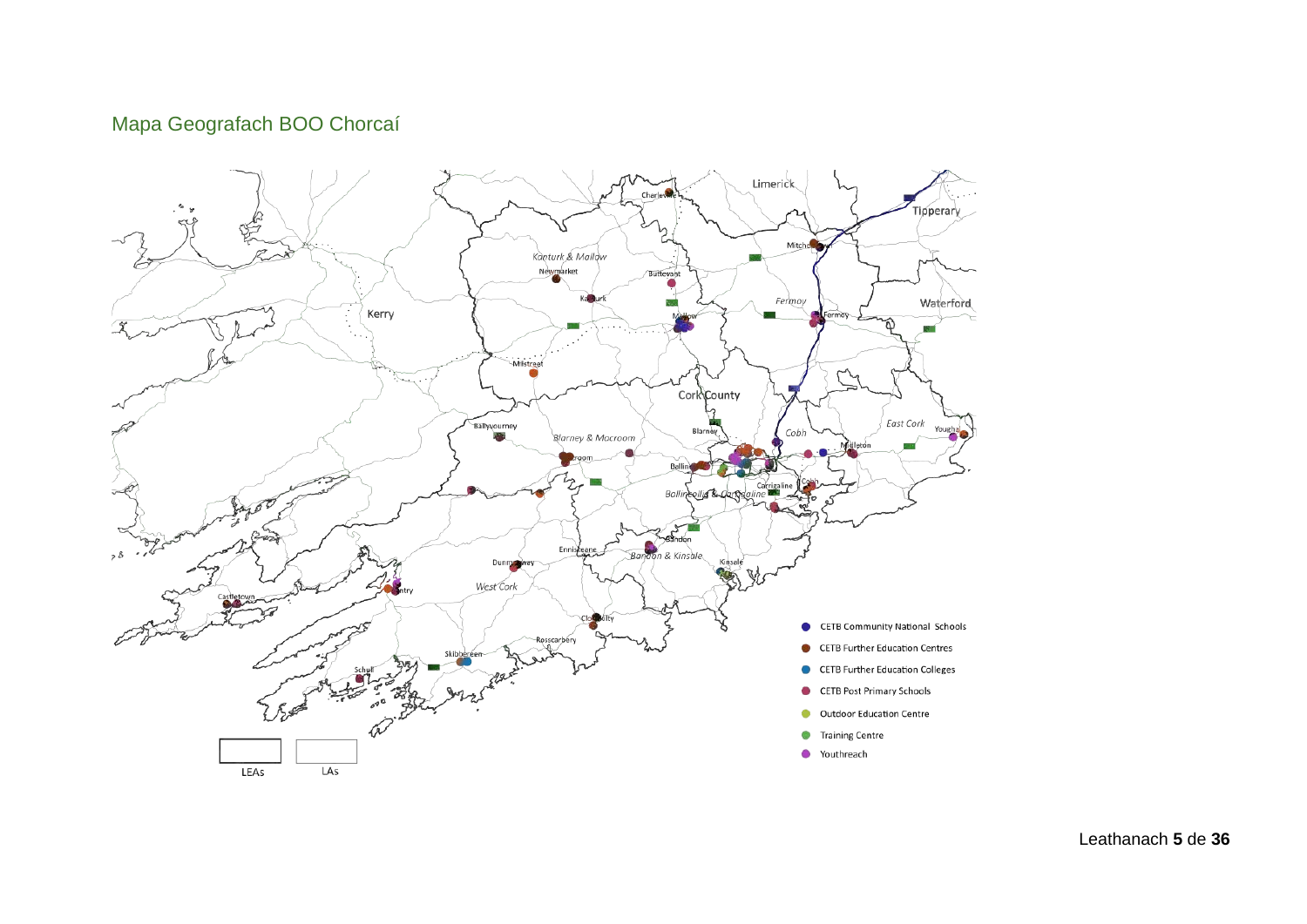## Mapa Geografach BOO Chorcaí

- CETB Community National Schools
- CETB Further Education Centres
- CETB Further Education Colleges
- CETB Post Primary Schools
- Outdoor Education Centre
- Training Centre
- Youthreach

LEAs LAs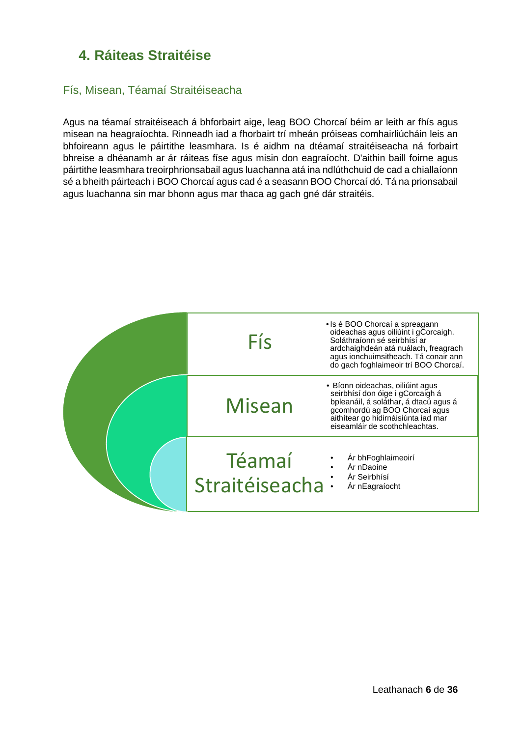## 4. Ráiteas Straitéise

### Fís, Misean, Téamaí Straitéiseacha

Agus na téamaí straitéiseach á bhforbairt aige, leag BOO Chorcaí béim ar leith ar fhís agus misean na heagraíochta. Rinneadh iad a fhorbairt trí mheán próiseas comhairliúcháin leis an bhfoireann agus le páirtithe leasmhara. Is é aidhm na dtéamaí straitéiseacha ná forbairt bhreise a dhéanamh ar ár ráiteas físe agus misin don eagraíocht. D'aithin baill foirne agus páirtithe leasmhara treoirphrionsabail agus luachanna atá ina ndlúthchuid de cad a chiallaíonn sé a bheith páirteach i BOO Chorcaí agus cad é a seasann BOO Chorcaí dó. Tá na prionsabail agus luachanna sin mar bhonn agus mar thaca ag gach gné dár straitéis.

| | |
|---|---|
| Fís | • Is é BOO Chorcaí a spreagann oideachas agus oiliúint i gCorcaigh. Soláthraíonn sé seirbhísí ar ardchaighdeán atá nuálach, freagrach agus ionchuimsitheach. Tá conair ann do gach foghlaimeoir trí BOO Chorcaí. |
| Misean | • Bíonn oideachas, oiliúint agus seirbhísí don óige i gCorcaigh á bpleanáil, á soláthar, á dtacú agus á gcomhordú ag BOO Chorcaí agus aithítear go hidirnáisiúnta iad mar eiseamláir de scothchleachtas. |
| Téamaí Straitéiseacha | • Ár bhFoghlaimeoirí<br>• Ár nDaoine<br>• Ár Seirbhísí<br>• Ár nEagraíocht |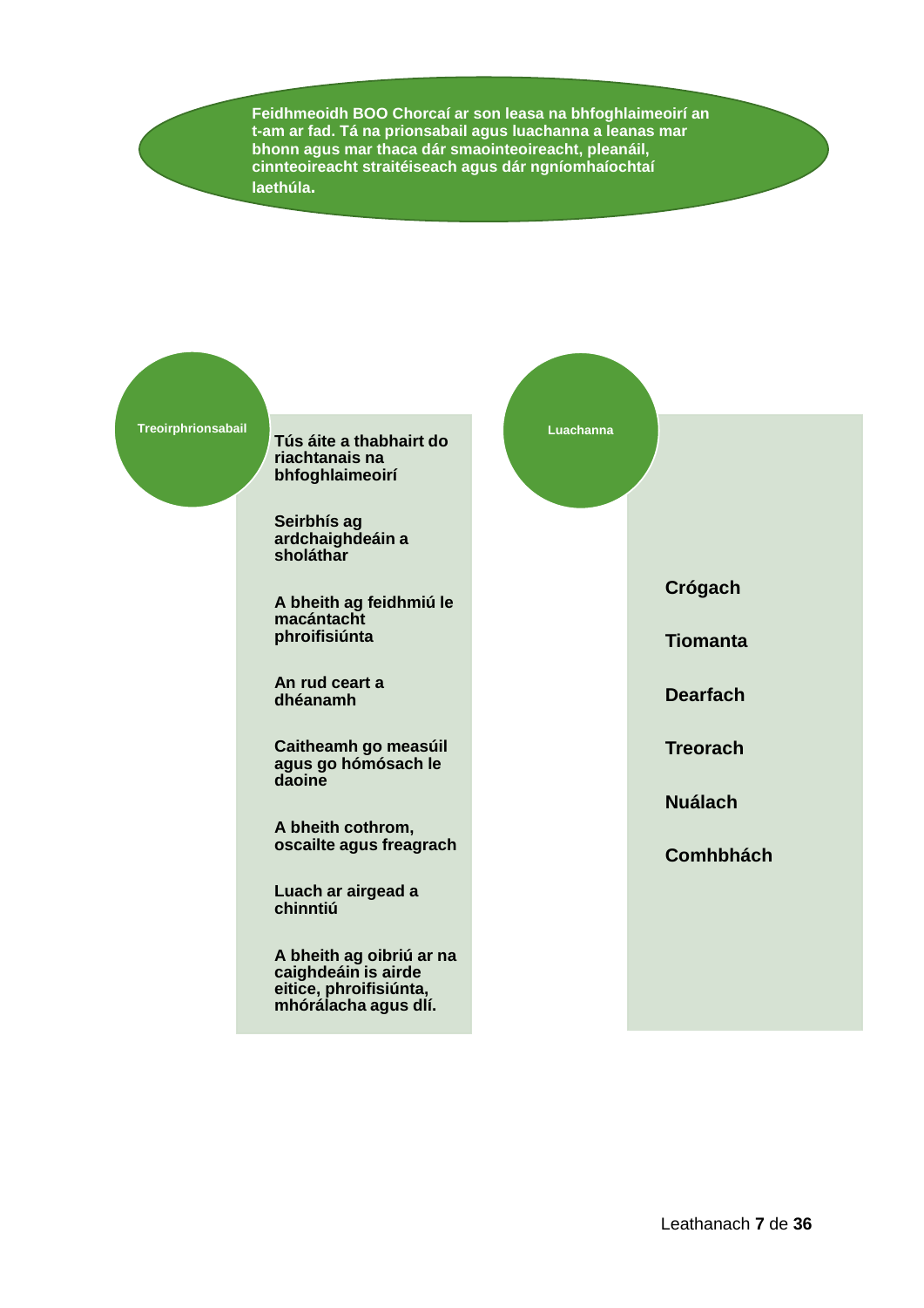**Feidhmeoidh BOO Chorcaí ar son leasa na bhfoghlaimeoirí an t-am ar fad. Tá na prionsabail agus luachanna a leanas mar bhonn agus mar thaca dár smaointeoireacht, pleanáil, cinnteoireacht straitéiseach agus dár ngníomhaíochtaí laethúla.**

## Treoirphrionsabail

- **Tús áite a thabhairt do riachtanais na bhfoghlaimeoirí**
- **Seirbhís ag ardchaighdeáin a sholáthar**
- **A bheith ag feidhmiú le macántacht phroifisiúnta**
- **An rud ceart a dhéanamh**
- **Caitheamh go measúil agus go hómósach le daoine**
- **A bheith cothrom, oscailte agus freagrach**
- **Luach ar airgead a chinntiú**
- **A bheith ag oibriú ar na caighdeáin is airde eitice, phroifisiúnta, mhórálacha agus dlí.**

## Luachanna

- **Crógach**
- **Tiomanta**
- **Dearfach**
- **Treorach**
- **Nuálach**
- **Comhbhách**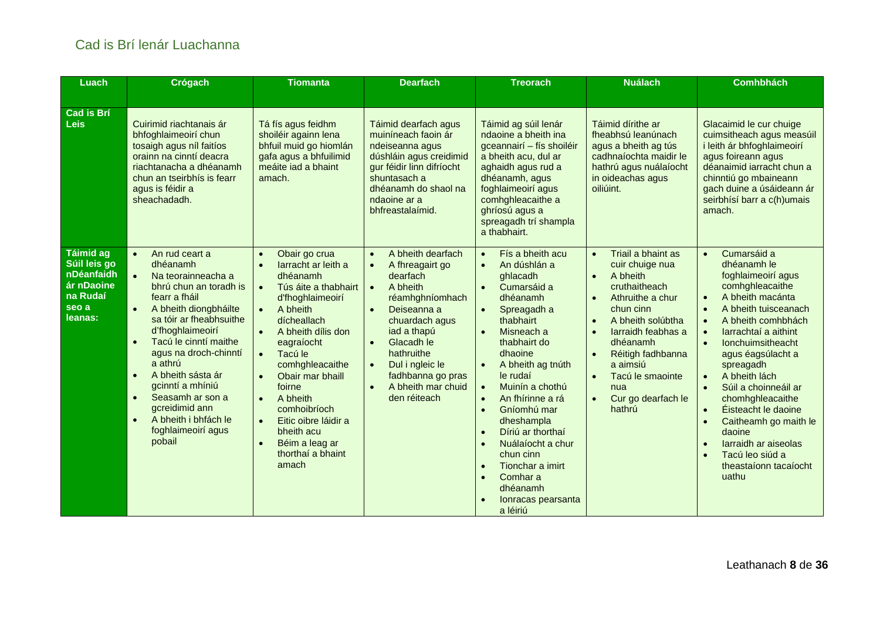## Cad is Brí lenár Luachanna

| Luach | Crógach | Tiomanta | Dearfach | Treorach | Nuálach | Comhbhách |
|---|---|---|---|---|---|---|
| **Cad is Brí Leis** | Cuirimid riachtanais ár bhfoghlaimeoirí chun tosaigh agus níl faitíos orainn na cinntí deacra riachtanacha a dhéanamh chun an tseirbhís is fearr agus is féidir a sheachadadh. | Tá fís agus feidhm shoiléir againn lena bhfuil muid go hiomlán gafa agus a bhfuilimid meáite iad a bhaint amach. | Táimid dearfach agus muiníneach faoin ár ndeiseanna agus dúshláin agus creidimid gur féidir linn difríocht shuntasach a dhéanamh do shaol na ndaoine ar a bhfreastalaímid. | Táimid ag súil lenár ndaoine a bheith ina gceannairí – fís shoiléir a bheith acu, dul ar aghaidh agus rud a dhéanamh, agus foghlaimeoirí agus comhghleacaithe a ghríosú agus a spreagadh trí shampla a thabhairt. | Táimid dírithe ar fheabhsú leanúnach agus a bheith ag tús cadhnaíochta maidir le hathrú agus nuálaíocht in oideachas agus oiliúint. | Glacaimid le cur chuige cuimsitheach agus measúil i leith ár bhfoghlaimeoirí agus foireann agus déanaimid iarracht chun a chinntiú go mbaineann gach duine a úsáideann ár seirbhísí barr a c(h)umais amach. |
| **Táimid ag Súil leis go nDéanfaidh ár nDaoine na Rudaí seo a leanas:** | • An rud ceart a dhéanamh<br>• Na teorainneacha a bhrú chun an toradh is fearr a fháil<br>• A bheith diongbháilte sa tóir ar fheabhsuithe d'fhoghlaimeoirí<br>• Tacú le cinntí maithe agus na droch-chinntí a athrú<br>• A bheith sásta ár gcinntí a mhíniú<br>• Seasamh ar son a gcreidimid ann<br>• A bheith i bhfách le foghlaimeoirí agus pobail | • Obair go crua<br>• Iarracht ar leith a dhéanamh<br>• Tús áite a thabhairt d'fhoghlaimeoirí<br>• A bheith dícheallach<br>• A bheith dílis don eagraíocht<br>• Tacú le comhghleacaithe<br>• Obair mar bhaill foirne<br>• A bheith comhoibríoch<br>• Eitic oibre láidir a bheith acu<br>• Béim a leag ar thorthaí a bhaint amach | • A bheith dearfach<br>• A fhreagairt go dearfach<br>• A bheith réamhghníomhach<br>• Deiseanna a chuardach agus iad a thapú<br>• Glacadh le hathruithe<br>• Dul i ngleic le fadhbanna go pras<br>• A bheith mar chuid den réiteach | • Fís a bheith acu<br>• An dúshlán a ghlacadh<br>• Cumarsáid a dhéanamh<br>• Spreagadh a thabhairt<br>• Misneach a thabhairt do dhaoine<br>• A bheith ag tnúth le rudaí<br>• Muinín a chothú<br>• An fhírinne a rá<br>• Gníomhú mar dheshampla<br>• Díriú ar thorthaí<br>• Nuálaíocht a chur chun cinn<br>• Tionchar a imirt<br>• Comhar a dhéanamh<br>• Ionracas pearsanta a léiriú | • Triail a bhaint as cuir chuige nua<br>• A bheith cruthaitheach<br>• Athruithe a chur chun cinn<br>• A bheith solúbtha<br>• Iarraidh feabhas a dhéanamh<br>• Réitigh fadhbanna a aimsiú<br>• Tacú le smaointe nua<br>• Cur go dearfach le hathrú | • Cumarsáid a dhéanamh le foghlaimeoirí agus comhghleacaithe<br>• A bheith macánta<br>• A bheith tuisceanach<br>• A bheith comhbhách<br>• Iarrachtaí a aithint<br>• Ionchuimsitheacht agus éagsúlacht a spreagadh<br>• A bheith lách<br>• Súil a choinneáil ar chomhghleacaithe<br>• Éisteacht le daoine<br>• Caitheamh go maith le daoine<br>• Iarraidh ar aiseolas<br>• Tacú leo siúd a theastaíonn tacaíocht uathu |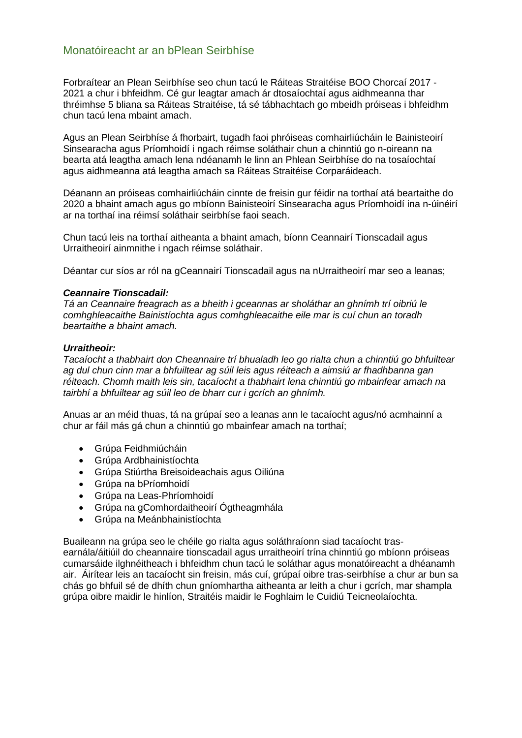## Monatóireacht ar an bPlean Seirbhíse

Forbraítear an Plean Seirbhíse seo chun tacú le Ráiteas Straitéise BOO Chorcaí 2017 - 2021 a chur i bhfeidhm. Cé gur leagtar amach ár dtosaíochtaí agus aidhmeanna thar thréimhse 5 bliana sa Ráiteas Straitéise, tá sé tábhachtach go mbeidh próiseas i bhfeidhm chun tacú lena mbaint amach.

Agus an Plean Seirbhíse á fhorbairt, tugadh faoi phróiseas comhairliúcháin le Bainisteoirí Sinsearacha agus Príomhoidí i ngach réimse soláthair chun a chinntiú go n-oireann na bearta atá leagtha amach lena ndéanamh le linn an Phlean Seirbhíse do na tosaíochtaí agus aidhmeanna atá leagtha amach sa Ráiteas Straitéise Corparáideach.

Déanann an próiseas comhairliúcháin cinnte de freisin gur féidir na torthaí atá beartaithe do 2020 a bhaint amach agus go mbíonn Bainisteoirí Sinsearacha agus Príomhoidí ina n-úinéirí ar na torthaí ina réimsí soláthair seirbhíse faoi seach.

Chun tacú leis na torthaí aitheanta a bhaint amach, bíonn Ceannairí Tionscadail agus Urraitheoirí ainmnithe i ngach réimse soláthair.

Déantar cur síos ar ról na gCeannairí Tionscadail agus na nUrraitheoirí mar seo a leanas;

***Ceannaire Tionscadail:***
*Tá an Ceannaire freagrach as a bheith i gceannas ar sholáthar an ghnímh trí oibriú le comhghleacaithe Bainistíochta agus comhghleacaithe eile mar is cuí chun an toradh beartaithe a bhaint amach.*

***Urraitheoir:***
*Tacaíocht a thabhairt don Cheannaire trí bhualadh leo go rialta chun a chinntiú go bhfuiltear ag dul chun cinn mar a bhfuiltear ag súil leis agus réiteach a aimsiú ar fhadhbanna gan réiteach. Chomh maith leis sin, tacaíocht a thabhairt lena chinntiú go mbainfear amach na tairbhí a bhfuiltear ag súil leo de bharr cur i gcrích an ghnímh.*

Anuas ar an méid thuas, tá na grúpaí seo a leanas ann le tacaíocht agus/nó acmhainní a chur ar fáil más gá chun a chinntiú go mbainfear amach na torthaí;

- Grúpa Feidhmiúcháin
- Grúpa Ardbhainistíochta
- Grúpa Stiúrtha Breisoideachais agus Oiliúna
- Grúpa na bPríomhoidí
- Grúpa na Leas-Phríomhoidí
- Grúpa na gComhordaitheoirí Ógtheagmhála
- Grúpa na Meánbhainistíochta

Buaileann na grúpa seo le chéile go rialta agus soláthraíonn siad tacaíocht tras-earnála/áitiúil do cheannaire tionscadail agus urraitheoirí trína chinntiú go mbíonn próiseas cumarsáide ilghnéitheach i bhfeidhm chun tacú le soláthar agus monatóireacht a dhéanamh air. Áirítear leis an tacaíocht sin freisin, más cuí, grúpaí oibre tras-seirbhíse a chur ar bun sa chás go bhfuil sé de dhíth chun gníomhartha aitheanta ar leith a chur i gcrích, mar shampla grúpa oibre maidir le hinlíon, Straitéis maidir le Foghlaim le Cuidiú Teicneolaíochta.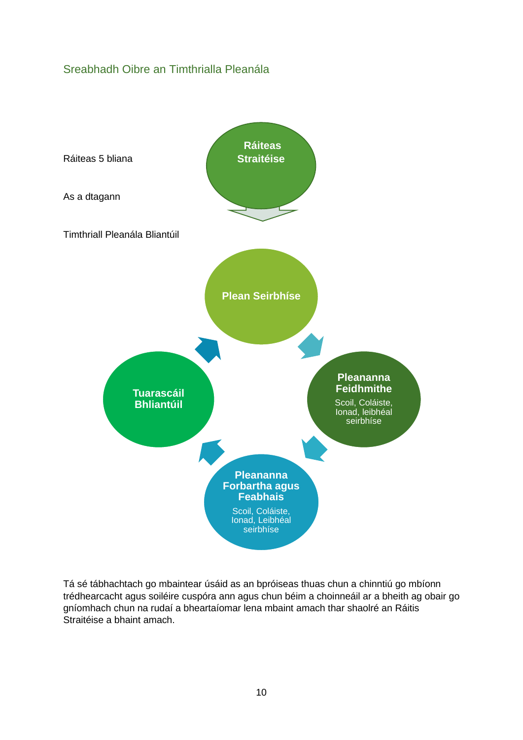## Sreabhadh Oibre an Timthrialla Pleanála

Ráiteas 5 bliana

As a dtagann

Timthriall Pleanála Bliantúil

**Ráiteas Straitéise**

**Plean Seirbhíse**

**Pleananna Feidhmithe**
Scoil, Coláiste, Ionad, leibhéal seirbhíse

**Pleananna Forbartha agus Feabhais**
Scoil, Coláiste, Ionad, Leibhéal seirbhíse

**Tuarascáil Bhliantúil**

Tá sé tábhachtach go mbaintear úsáid as an bpróiseas thuas chun a chinntiú go mbíonn trédhearcacht agus soiléire cuspóra ann agus chun béim a choinneáil ar a bheith ag obair go gníomhach chun na rudaí a bheartaíomar lena mbaint amach thar shaolré an Ráitis Straitéise a bhaint amach.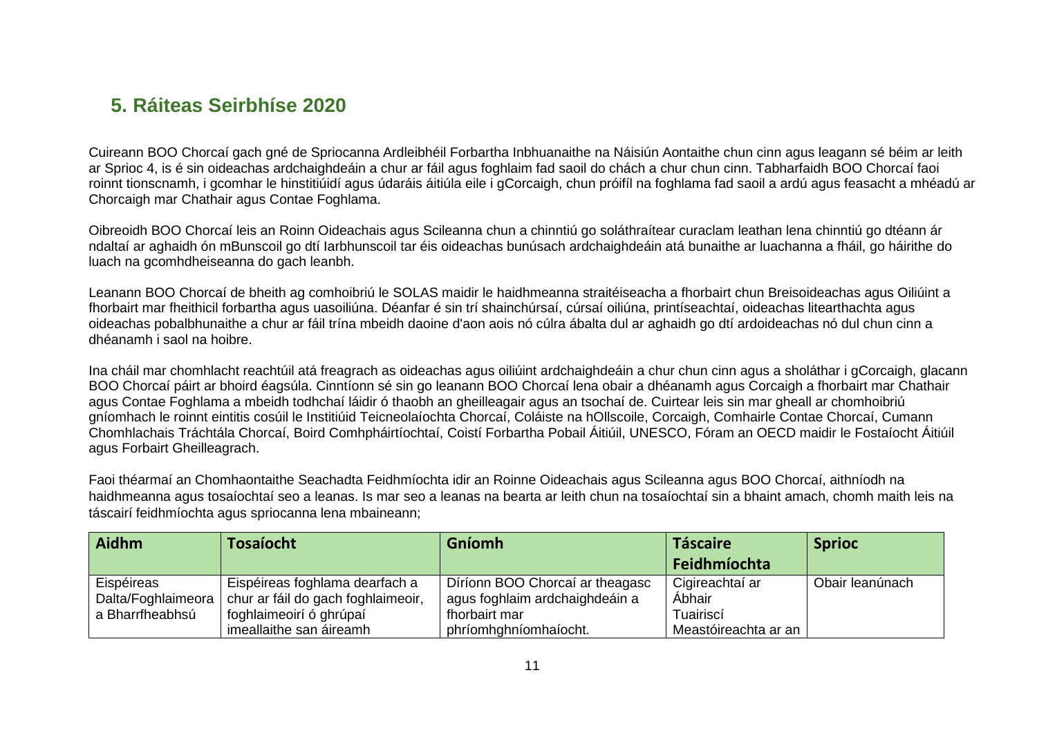## 5. Ráiteas Seirbhíse 2020

Cuireann BOO Chorcaí gach gné de Spriocanna Ardleibhéil Forbartha Inbhuanaithe na Náisiún Aontaithe chun cinn agus leagann sé béim ar leith ar Sprioc 4, is é sin oideachas ardchaighdeáin a chur ar fáil agus foghlaim fad saoil do chách a chur chun cinn. Tabharfaidh BOO Chorcaí faoi roinnt tionscnamh, i gcomhar le hinstitiúidí agus údaráis áitiúla eile i gCorcaigh, chun próifíl na foghlama fad saoil a ardú agus feasacht a mhéadú ar Chorcaigh mar Chathair agus Contae Foghlama.

Oibreoidh BOO Chorcaí leis an Roinn Oideachais agus Scileanna chun a chinntiú go soláthraítear curaclam leathan lena chinntiú go dtéann ár ndaltaí ar aghaidh ón mBunscoil go dtí Iarbhunscoil tar éis oideachas bunúsach ardchaighdeáin atá bunaithe ar luachanna a fháil, go háirithe do luach na gcomhdheiseanna do gach leanbh.

Leanann BOO Chorcaí de bheith ag comhoibriú le SOLAS maidir le haidhmeanna straitéiseacha a fhorbairt chun Breisoideachas agus Oiliúint a fhorbairt mar fheithicil forbartha agus uasoiliúna. Déanfar é sin trí shainchúrsaí, cúrsaí oiliúna, printíseachtaí, oideachas litearthachta agus oideachas pobalbhunaithe a chur ar fáil trína mbeidh daoine d'aon aois nó cúlra ábalta dul ar aghaidh go dtí ardoideachas nó dul chun cinn a dhéanamh i saol na hoibre.

Ina cháil mar chomhlacht reachtúil atá freagrach as oideachas agus oiliúint ardchaighdeáin a chur chun cinn agus a sholáthar i gCorcaigh, glacann BOO Chorcaí páirt ar bhoird éagsúla. Cinntíonn sé sin go leanann BOO Chorcaí lena obair a dhéanamh agus Corcaigh a fhorbairt mar Chathair agus Contae Foghlama a mbeidh todhchaí láidir ó thaobh an gheilleagair agus an tsochaí de. Cuirtear leis sin mar gheall ar chomhoibriú gníomhach le roinnt eintitis cosúil le Institiúid Teicneolaíochta Chorcaí, Coláiste na hOllscoile, Corcaigh, Comhairle Contae Chorcaí, Cumann Chomhlachais Tráchtála Chorcaí, Boird Comhpháirtíochtaí, Coistí Forbartha Pobail Áitiúil, UNESCO, Fóram an OECD maidir le Fostaíocht Áitiúil agus Forbairt Gheilleagrach.

Faoi théarmaí an Chomhaontaithe Seachadta Feidhmíochta idir an Roinne Oideachais agus Scileanna agus BOO Chorcaí, aithníodh na haidhmeanna agus tosaíochtaí seo a leanas. Is mar seo a leanas na bearta ar leith chun na tosaíochtaí sin a bhaint amach, chomh maith leis na táscairí feidhmíochta agus spriocanna lena mbaineann;

| Aidhm | Tosaíocht | Gníomh | Táscaire Feidhmíochta | Sprioc |
|---|---|---|---|---|
| Eispéireas Dalta/Foghlaimeora a Bharrfheabhsú | Eispéireas foghlama dearfach a chur ar fáil do gach foghlaimeoir, foghlaimeoirí ó ghrúpaí imeallaithe san áireamh | Díríonn BOO Chorcaí ar theagasc agus foghlaim ardchaighdeáin a fhorbairt mar phríomhghníomhaíocht. | Cigireachtaí ar Ábhair Tuairiscí Meastóireachta ar an | Obair leanúnach |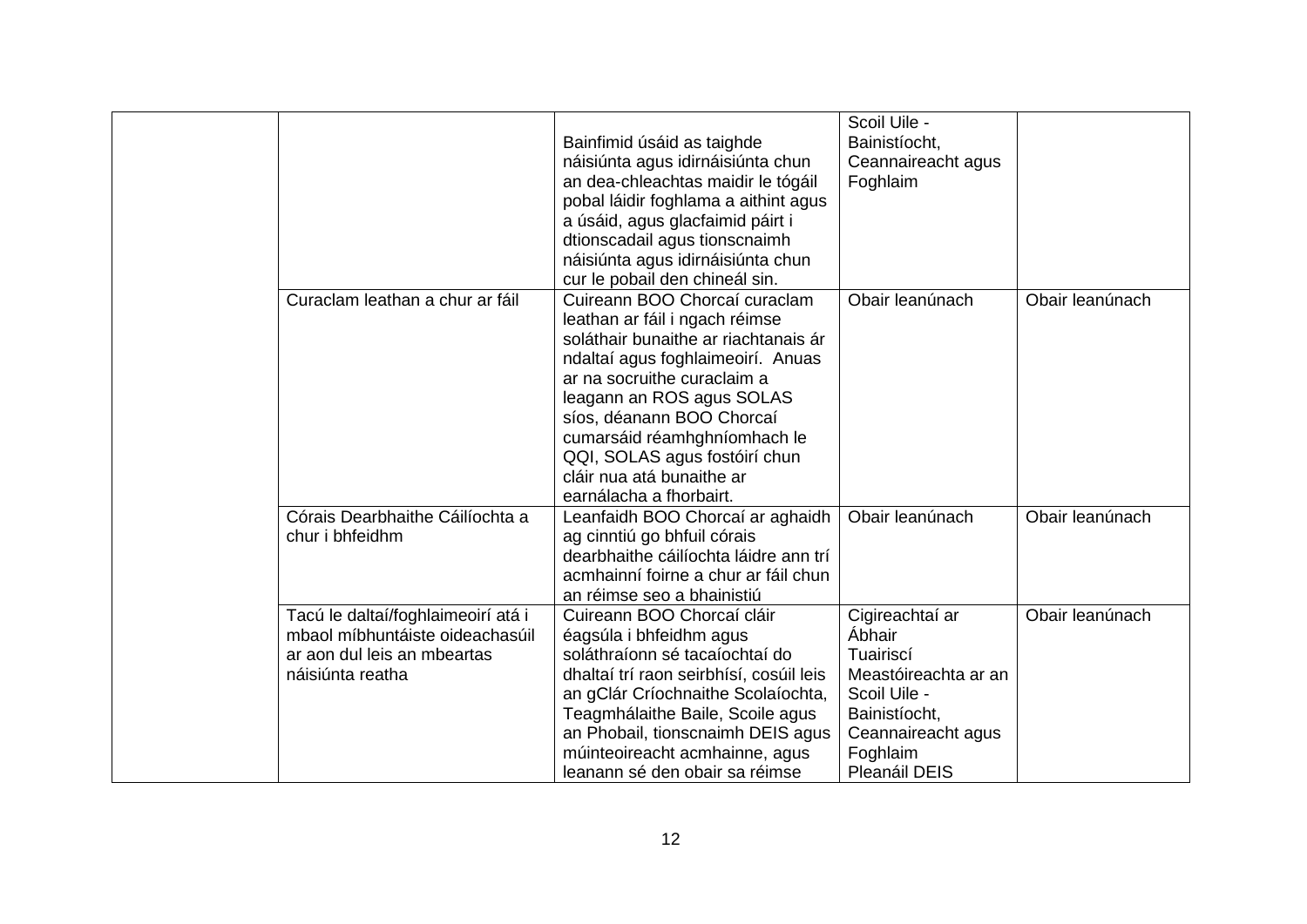| | | | | |
|---|---|---|---|---|
| | | Bainfimid úsáid as taighde náisiúnta agus idirnáisiúnta chun an dea-chleachtas maidir le tógáil pobal láidir foghlama a aithint agus a úsáid, agus glacfaimid páirt i dtionscadail agus tionscnaimh náisiúnta agus idirnáisiúnta chun cur le pobail den chineál sin. | Scoil Uile - Bainistíocht, Ceannaireacht agus Foghlaim | |
| | Curaclam leathan a chur ar fáil | Cuireann BOO Chorcaí curaclam leathan ar fáil i ngach réimse soláthair bunaithe ar riachtanais ár ndaltaí agus foghlaimeoirí. Anuas ar na socruithe curaclaim a leagann an ROS agus SOLAS síos, déanann BOO Chorcaí cumarsáid réamhghníomhach le QQI, SOLAS agus fostóirí chun cláir nua atá bunaithe ar earnálacha a fhorbairt. | Obair leanúnach | Obair leanúnach |
| | Córais Dearbhaithe Cáilíochta a chur i bhfeidhm | Leanfaidh BOO Chorcaí ar aghaidh ag cinntiú go bhfuil córais dearbhaithe cáilíochta láidre ann trí acmhainní foirne a chur ar fáil chun an réimse seo a bhainistiú | Obair leanúnach | Obair leanúnach |
| | Tacú le daltaí/foghlaimeoirí atá i mbaol míbhuntáiste oideachasúil ar aon dul leis an mbeartas náisiúnta reatha | Cuireann BOO Chorcaí cláir éagsúla i bhfeidhm agus soláthraíonn sé tacaíochtaí do dhaltaí trí raon seirbhísí, cosúil leis an gClár Críochnaithe Scolaíochta, Teagmhálaithe Baile, Scoile agus an Phobail, tionscnaimh DEIS agus múinteoireacht acmhainne, agus leanann sé den obair sa réimse | Cigireachtaí ar Ábhair<br>Tuairiscí Meastóireachta ar an Scoil Uile - Bainistíocht, Ceannaireacht agus Foghlaim<br>Pleanáil DEIS | Obair leanúnach |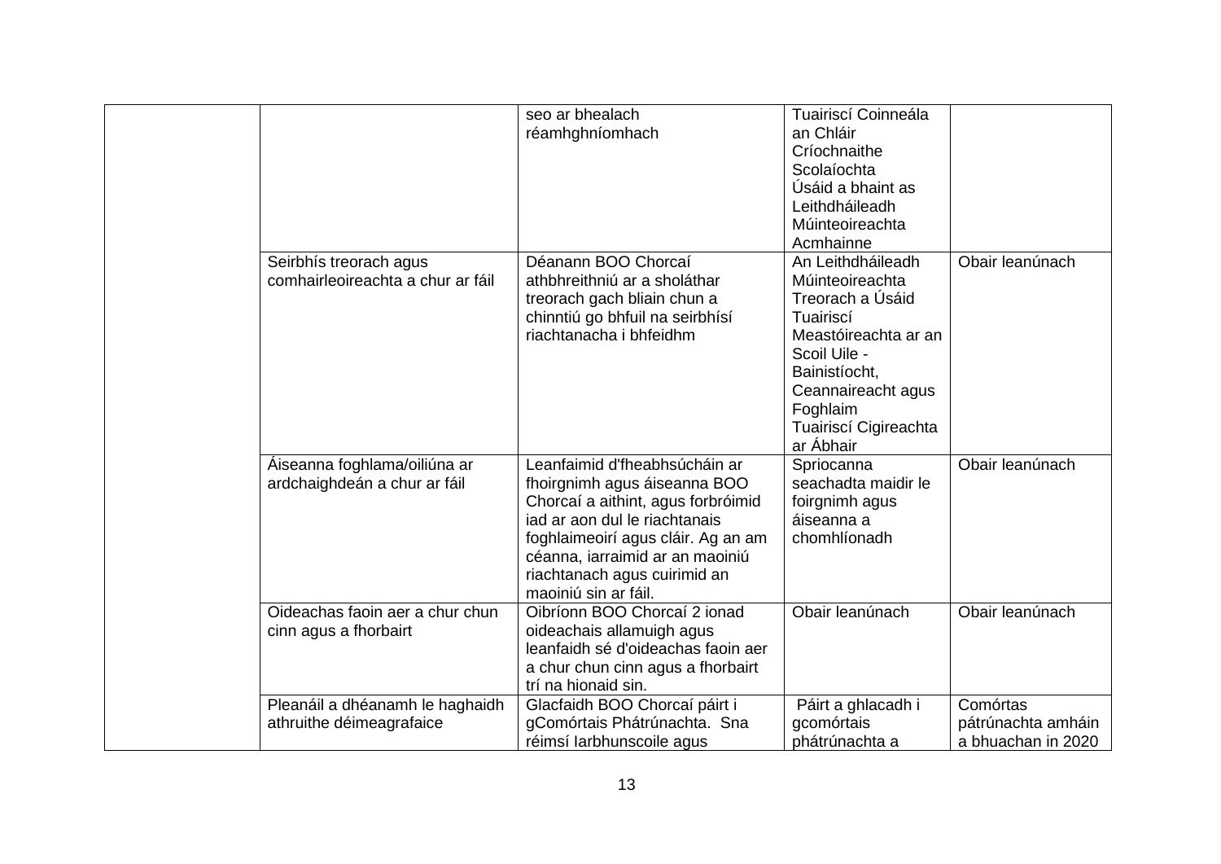| | | | | |
|---|---|---|---|---|
| | | seo ar bhealach réamhghníomhach | Tuairiscí Coinneála an Chláir Críochnaithe Scolaíochta Úsáid a bhaint as Leithdháileadh Múinteoireachta Acmhainne | |
| | Seirbhís treorach agus comhairleoireachta a chur ar fáil | Déanann BOO Chorcaí athbhreithniú ar a sholáthar treorach gach bliain chun a chinntiú go bhfuil na seirbhísí riachtanacha i bhfeidhm | An Leithdháileadh Múinteoireachta Treorach a Úsáid Tuairiscí Meastóireachta ar an Scoil Uile - Bainistíocht, Ceannaireacht agus Foghlaim Tuairiscí Cigireachta ar Ábhair | Obair leanúnach |
| | Áiseanna foghlama/oiliúna ar ardchaighdeán a chur ar fáil | Leanfaimid d'fheabhsúcháin ar fhoirgnimh agus áiseanna BOO Chorcaí a aithint, agus forbróimid iad ar aon dul le riachtanais foghlaimeoirí agus cláir. Ag an am céanna, iarraimid ar an maoiniú riachtanach agus cuirimid an maoiniú sin ar fáil. | Spriocanna seachadta maidir le foirgnimh agus áiseanna a chomhlíonadh | Obair leanúnach |
| | Oideachas faoin aer a chur chun cinn agus a fhorbairt | Oibríonn BOO Chorcaí 2 ionad oideachais allamuigh agus leanfaidh sé d'oideachas faoin aer a chur chun cinn agus a fhorbairt trí na hionaid sin. | Obair leanúnach | Obair leanúnach |
| | Pleanáil a dhéanamh le haghaidh athruithe déimeagrafaice | Glacfaidh BOO Chorcaí páirt i gComórtais Phátrúnachta. Sna réimsí Iarbhunscoile agus | Páirt a ghlacadh i gcomórtais phátrúnachta a | Comórtas pátrúnachta amháin a bhuachan in 2020 |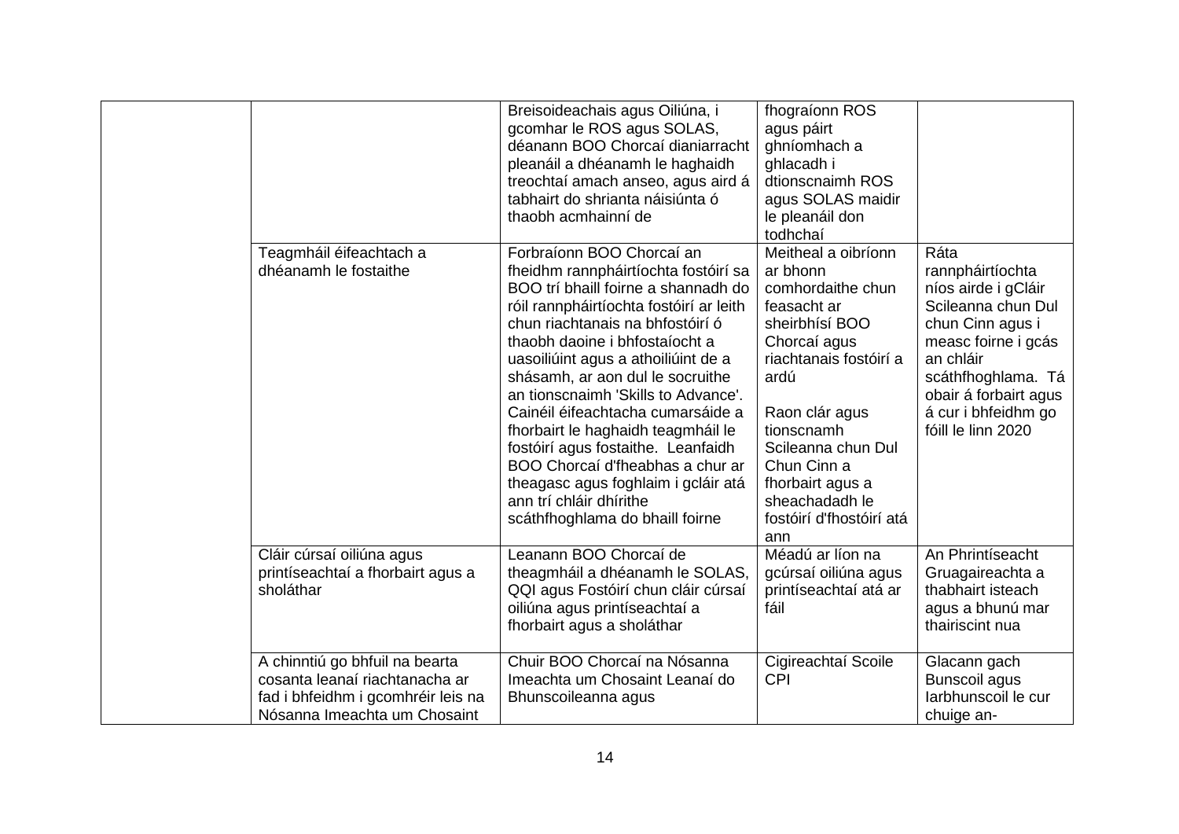| | | | | |
|---|---|---|---|---|
| | | Breisoideachais agus Oiliúna, i gcomhar le ROS agus SOLAS, déanann BOO Chorcaí dianiarracht pleanáil a dhéanamh le haghaidh treochtaí amach anseo, agus aird á tabhairt do shrianta náisiúnta ó thaobh acmhainní de | fhograíonn ROS agus páirt ghníomhach a ghlacadh i dtionscnaimh ROS agus SOLAS maidir le pleanáil don todhchaí | |
| | Teagmháil éifeachtach a dhéanamh le fostaithe | Forbraíonn BOO Chorcaí an fheidhm rannpháirtíochta fostóirí sa BOO trí bhaill foirne a shannadh do róil rannpháirtíochta fostóirí ar leith chun riachtanais na bhfostóirí ó thaobh daoine i bhfostaíocht a uasoiliúint agus a athoiliúint de a shásamh, ar aon dul le socruithe an tionscnaimh 'Skills to Advance'. Cainéil éifeachtacha cumarsáide a fhorbairt le haghaidh teagmháil le fostóirí agus fostaithe. Leanfaidh BOO Chorcaí d'fheabhas a chur ar theagasc agus foghlaim i gcláir atá ann trí chláir dhírithe scáthfhoghlama do bhaill foirne | Meitheal a oibríonn ar bhonn comhordaithe chun feasacht ar sheirbhísí BOO Chorcaí agus riachtanais fostóirí a ardú<br><br>Raon clár agus tionscnamh Scileanna chun Dul Chun Cinn a fhorbairt agus a sheachadadh le fostóirí d'fhostóirí atá ann | Ráta rannpháirtíochta níos airde i gCláir Scileanna chun Dul chun Cinn agus i measc foirne i gcás an chláir scáthfhoghlama. Tá obair á forbairt agus á cur i bhfeidhm go fóill le linn 2020 |
| | Cláir cúrsaí oiliúna agus printíseachtaí a fhorbairt agus a sholáthar | Leanann BOO Chorcaí de theagmháil a dhéanamh le SOLAS, QQI agus Fostóirí chun cláir cúrsaí oiliúna agus printíseachtaí a fhorbairt agus a sholáthar | Méadú ar líon na gcúrsaí oiliúna agus printíseachtaí atá ar fáil | An Phrintíseacht Gruagaireachta a thabhairt isteach agus a bhunú mar thairiscint nua |
| | A chinntiú go bhfuil na bearta cosanta leanaí riachtanacha ar fad i bhfeidhm i gcomhréir leis na Nósanna Imeachta um Chosaint | Chuir BOO Chorcaí na Nósanna Imeachta um Chosaint Leanaí do Bhunscoileanna agus | Cigireachtaí Scoile CPI | Glacann gach Bunscoil agus Iarbhunscoil le cur chuige an- |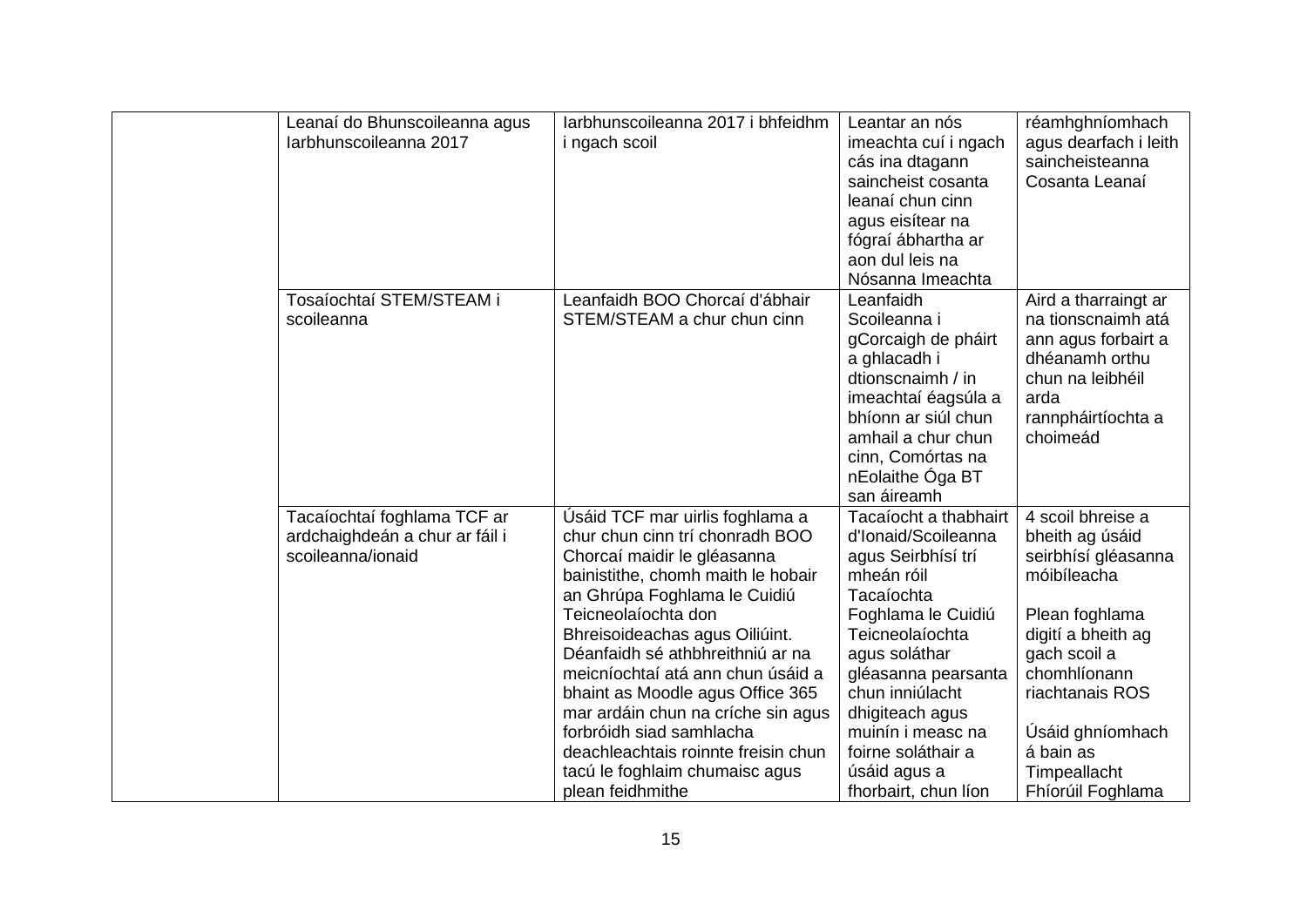|  |  |  |  |  |
|---|---|---|---|---|
|  | Leanaí do Bhunscoileanna agus Iarbhunscoileanna 2017 | Iarbhunscoileanna 2017 i bhfeidhm i ngach scoil | Leantar an nós imeachta cuí i ngach cás ina dtagann saincheist cosanta leanaí chun cinn agus eisítear na fógraí ábhartha ar aon dul leis na Nósanna Imeachta | réamhghníomhach agus dearfach i leith saincheisteanna Cosanta Leanaí |
|  | Tosaíochtaí STEM/STEAM i scoileanna | Leanfaidh BOO Chorcaí d'ábhair STEM/STEAM a chur chun cinn | Leanfaidh Scoileanna i gCorcaigh de pháirt a ghlacadh i dtionscnaimh / in imeachtaí éagsúla a bhíonn ar siúl chun amhail a chur chun cinn, Comórtas na nEolaithe Óga BT san áireamh | Aird a tharraingt ar na tionscnaimh atá ann agus forbairt a dhéanamh orthu chun na leibhéil arda rannpháirtíochta a choimeád |
|  | Tacaíochtaí foghlama TCF ar ardchaighdeán a chur ar fáil i scoileanna/ionaid | Úsáid TCF mar uirlis foghlama a chur chun cinn trí chonradh BOO Chorcaí maidir le gléasanna bainistithe, chomh maith le hobair an Ghrúpa Foghlama le Cuidiú Teicneolaíochta don Bhreisoideachas agus Oiliúint. Déanfaidh sé athbhreithniú ar na meicníochtaí atá ann chun úsáid a bhaint as Moodle agus Office 365 mar ardáin chun na críche sin agus forbróidh siad samhlacha deachleachtais roinnte freisin chun tacú le foghlaim chumaisc agus plean feidhmithe | Tacaíocht a thabhairt d'Ionaid/Scoileanna agus Seirbhísí trí mheán róil Tacaíochta Foghlama le Cuidiú Teicneolaíochta agus soláthar gléasanna pearsanta chun inniúlacht dhigiteach agus muinín i measc na foirne soláthair a úsáid agus a fhorbairt, chun líon | 4 scoil bhreise a bheith ag úsáid seirbhísí gléasanna móibíleacha<br><br>Plean foghlama digití a bheith ag gach scoil a chomhlíonann riachtanais ROS<br><br>Úsáid ghníomhach á bain as Timpeallacht Fhíorúil Foghlama |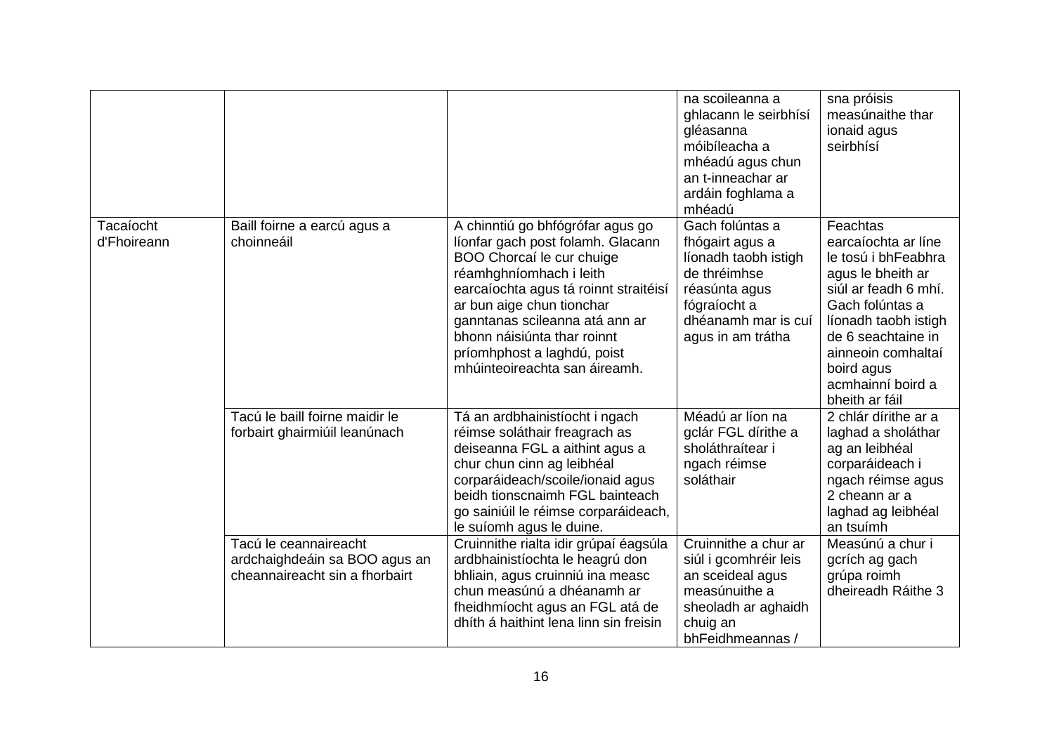| | | | | |
|---|---|---|---|---|
| | | | na scoileanna a ghlacann le seirbhísí gléasanna móibíleacha a mhéadú agus chun an t-inneachar ar ardáin foghlama a mhéadú | sna próisis measúnaithe thar ionaid agus seirbhísí |
| Tacaíocht d'Fhoireann | Baill foirne a earcú agus a choinneáil | A chinntiú go bhfógrófar agus go líonfar gach post folamh. Glacann BOO Chorcaí le cur chuige réamhghníomhach i leith earcaíochta agus tá roinnt straitéisí ar bun aige chun tionchar ganntanas scileanna atá ann ar bhonn náisiúnta thar roinnt príomhphost a laghdú, poist mhúinteoireachta san áireamh. | Gach folúntas a fhógairt agus a líonadh taobh istigh de thréimhse réasúnta agus fógraíocht a dhéanamh mar is cuí agus in am trátha | Feachtas earcaíochta ar líne le tosú i bhFeabhra agus le bheith ar siúl ar feadh 6 mhí. Gach folúntas a líonadh taobh istigh de 6 seachtaine in ainneoin comhaltaí boird agus acmhainní boird a bheith ar fáil |
| | Tacú le baill foirne maidir le forbairt ghairmiúil leanúnach | Tá an ardbhainistíocht i ngach réimse soláthair freagrach as deiseanna FGL a aithint agus a chur chun cinn ag leibhéal corparáideach/scoile/ionaid agus beidh tionscnaimh FGL bainteach go sainiúil le réimse corparáideach, le suíomh agus le duine. | Méadú ar líon na gclár FGL dírithe a sholáthraítear i ngach réimse soláthair | 2 chlár dírithe ar a laghad a sholáthar ag an leibhéal corparáideach i ngach réimse agus 2 cheann ar a laghad ag leibhéal an tsuímh |
| | Tacú le ceannaireacht ardchaighdeáin sa BOO agus an cheannaireacht sin a fhorbairt | Cruinnithe rialta idir grúpaí éagsúla ardbhainistíochta le heagrú don bhliain, agus cruinniú ina measc chun measúnú a dhéanamh ar fheidhmíocht agus an FGL atá de dhíth á haithint lena linn sin freisin | Cruinnithe a chur ar siúl i gcomhréir leis an sceideal agus measúnuithe a sheoladh ar aghaidh chuig an bhFeidhmeannas / | Measúnú a chur i gcrích ag gach grúpa roimh dheireadh Ráithe 3 |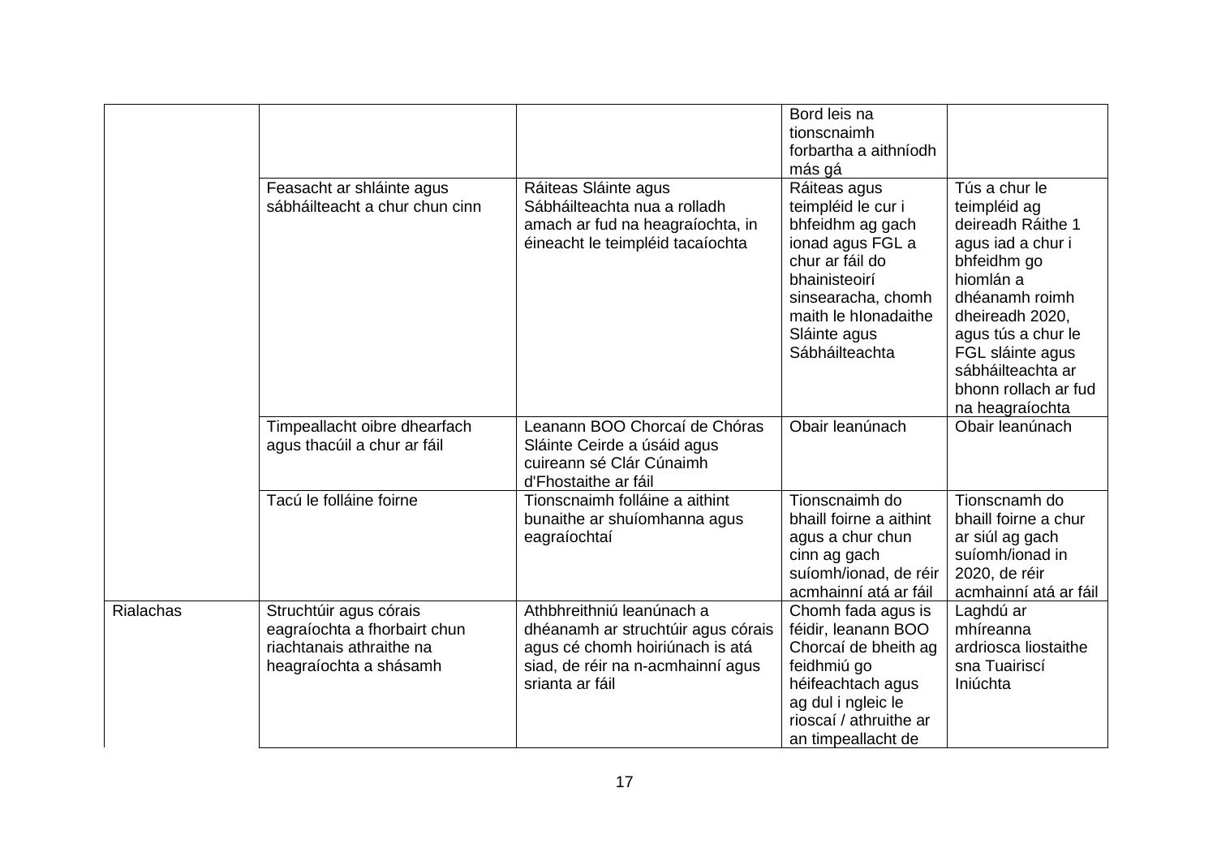| | | | | |
|---|---|---|---|---|
| | | | Bord leis na tionscnaimh forbartha a aithníodh más gá | |
| | Feasacht ar shláinte agus sábháilteacht a chur chun cinn | Ráiteas Sláinte agus Sábháilteachta nua a rolladh amach ar fud na heagraíochta, in éineacht le teimpléid tacaíochta | Ráiteas agus teimpléid le cur i bhfeidhm ag gach ionad agus FGL a chur ar fáil do bhainisteoirí sinsearacha, chomh maith le hIonadaithe Sláinte agus Sábháilteachta | Tús a chur le teimpléid ag deireadh Ráithe 1 agus iad a chur i bhfeidhm go hiomlán a dhéanamh roimh dheireadh 2020, agus tús a chur le FGL sláinte agus sábháilteachta ar bhonn rollach ar fud na heagraíochta |
| | Timpeallacht oibre dhearfach agus thacúil a chur ar fáil | Leanann BOO Chorcaí de Chóras Sláinte Ceirde a úsáid agus cuireann sé Clár Cúnaimh d'Fhostaithe ar fáil | Obair leanúnach | Obair leanúnach |
| | Tacú le folláine foirne | Tionscnaimh folláine a aithint bunaithe ar shuíomhanna agus eagraíochtaí | Tionscnaimh do bhaill foirne a aithint agus a chur chun cinn ag gach suíomh/ionad, de réir acmhainní atá ar fáil | Tionscnamh do bhaill foirne a chur ar siúl ag gach suíomh/ionad in 2020, de réir acmhainní atá ar fáil |
| Rialachas | Struchtúir agus córais eagraíochta a fhorbairt chun riachtanais athraithe na heagraíochta a shásamh | Athbhreithniú leanúnach a dhéanamh ar struchtúir agus córais agus cé chomh hoiriúnach is atá siad, de réir na n-acmhainní agus srianta ar fáil | Chomh fada agus is féidir, leanann BOO Chorcaí de bheith ag feidhmiú go héifeachtach agus ag dul i ngleic le rioscaí / athruithe ar an timpeallacht de | Laghdú ar mhíreanna ardriosca liostaithe sna Tuairiscí Iniúchta |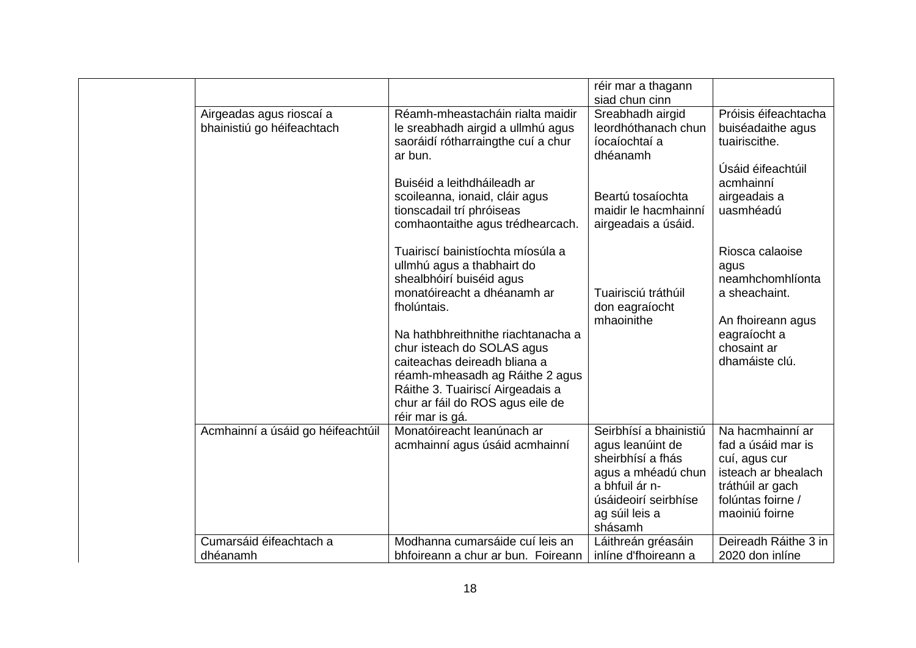| | | | | |
|---|---|---|---|---|
| | | | réir mar a thagann siad chun cinn | |
| | Airgeadas agus rioscaí a bhainistiú go héifeachtach | Réamh-mheastacháin rialta maidir le sreabhadh airgid a ullmhú agus saoráidí rótharraingthe cuí a chur ar bun.<br><br>Buiséid a leithdháileadh ar scoileanna, ionaid, cláir agus tionscadail trí phróiseas comhaontaithe agus trédhearcach.<br><br>Tuairiscí bainistíochta míosúla a ullmhú agus a thabhairt do shealbhóirí buiséid agus monatóireacht a dhéanamh ar fholúntais.<br><br>Na hathbhreithnithe riachtanacha a chur isteach do SOLAS agus caiteachas deireadh bliana a réamh-mheasadh ag Ráithe 2 agus Ráithe 3. Tuairiscí Airgeadais a chur ar fáil do ROS agus eile de réir mar is gá. | Sreabhadh airgid leordhóthanach chun íocaíochtaí a dhéanamh<br><br>Beartú tosaíochta maidir le hacmhainní airgeadais a úsáid.<br><br>Tuairisciú tráthúil don eagraíocht mhaoinithe | Próisis éifeachtacha buiséadaithe agus tuairiscithe.<br><br>Úsáid éifeachtúil acmhainní airgeadais a uasmhéadú<br><br>Riosca calaoise agus neamhchomhlíonta a sheachaint.<br><br>An fhoireann agus eagraíocht a chosaint ar dhamáiste clú. |
| | Acmhainní a úsáid go héifeachtúil | Monatóireacht leanúnach ar acmhainní agus úsáid acmhainní | Seirbhísí a bhainistiú agus leanúint de sheirbhísí a fhás agus a mhéadú chun a bhfuil ár n-úsáideoirí seirbhíse ag súil leis a shásamh | Na hacmhainní ar fad a úsáid mar is cuí, agus cur isteach ar bhealach tráthúil ar gach folúntas foirne / maoiniú foirne |
| | Cumarsáid éifeachtach a dhéanamh | Modhanna cumarsáide cuí leis an bhfoireann a chur ar bun. Foireann | Láithreán gréasáin inlíne d'fhoireann a | Deireadh Ráithe 3 in 2020 don inlíne |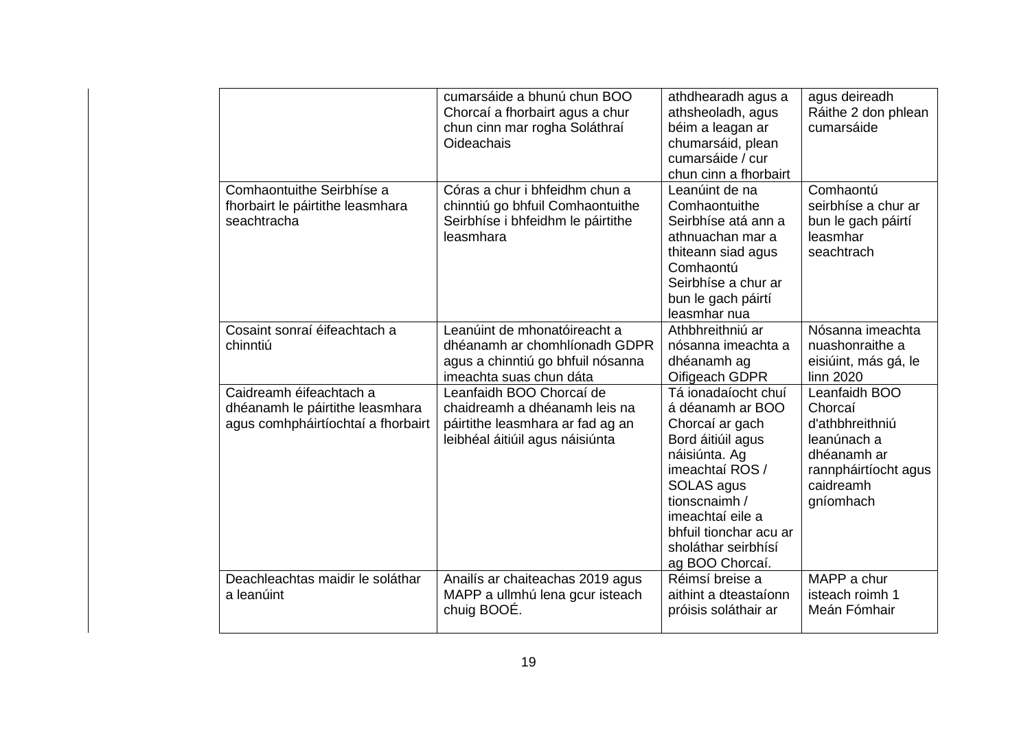|  |  |  |  |
|---|---|---|---|
|  | cumarsáide a bhunú chun BOO Chorcaí a fhorbairt agus a chur chun cinn mar rogha Soláthraí Oideachais | athdhearadh agus a athsheoladh, agus béim a leagan ar chumarsáid, plean cumarsáide / cur chun cinn a fhorbairt | agus deireadh Ráithe 2 don phlean cumarsáide |
| Comhaontuithe Seirbhíse a fhorbairt le páirtithe leasmhara seachtracha | Córas a chur i bhfeidhm chun a chinntiú go bhfuil Comhaontuithe Seirbhíse i bhfeidhm le páirtithe leasmhara | Leanúint de na Comhaontuithe Seirbhíse atá ann a athnuachan mar a thiteann siad agus Comhaontú Seirbhíse a chur ar bun le gach páirtí leasmhar nua | Comhaontú seirbhíse a chur ar bun le gach páirtí leasmhar seachtrach |
| Cosaint sonraí éifeachtach a chinntiú | Leanúint de mhonatóireacht a dhéanamh ar chomhlíonadh GDPR agus a chinntiú go bhfuil nósanna imeachta suas chun dáta | Athbhreithniú ar nósanna imeachta a dhéanamh ag Oifigeach GDPR | Nósanna imeachta nuashonraithe a eisiúint, más gá, le linn 2020 |
| Caidreamh éifeachtach a dhéanamh le páirtithe leasmhara agus comhpháirtíochtaí a fhorbairt | Leanfaidh BOO Chorcaí de chaidreamh a dhéanamh leis na páirtithe leasmhara ar fad ag an leibhéal áitiúil agus náisiúnta | Tá ionadaíocht chuí á déanamh ar BOO Chorcaí ar gach Bord áitiúil agus náisiúnta. Ag imeachtaí ROS / SOLAS agus tionscnaimh / imeachtaí eile a bhfuil tionchar acu ar sholáthar seirbhísí ag BOO Chorcaí. | Leanfaidh BOO Chorcaí d'athbhreithniú leanúnach a dhéanamh ar rannpháirtíocht agus caidreamh gníomhach |
| Deachleachtas maidir le soláthar a leanúint | Anailís ar chaiteachas 2019 agus MAPP a ullmhú lena gcur isteach chuig BOOÉ. | Réimsí breise a aithint a dteastaíonn próisis soláthair ar | MAPP a chur isteach roimh 1 Meán Fómhair |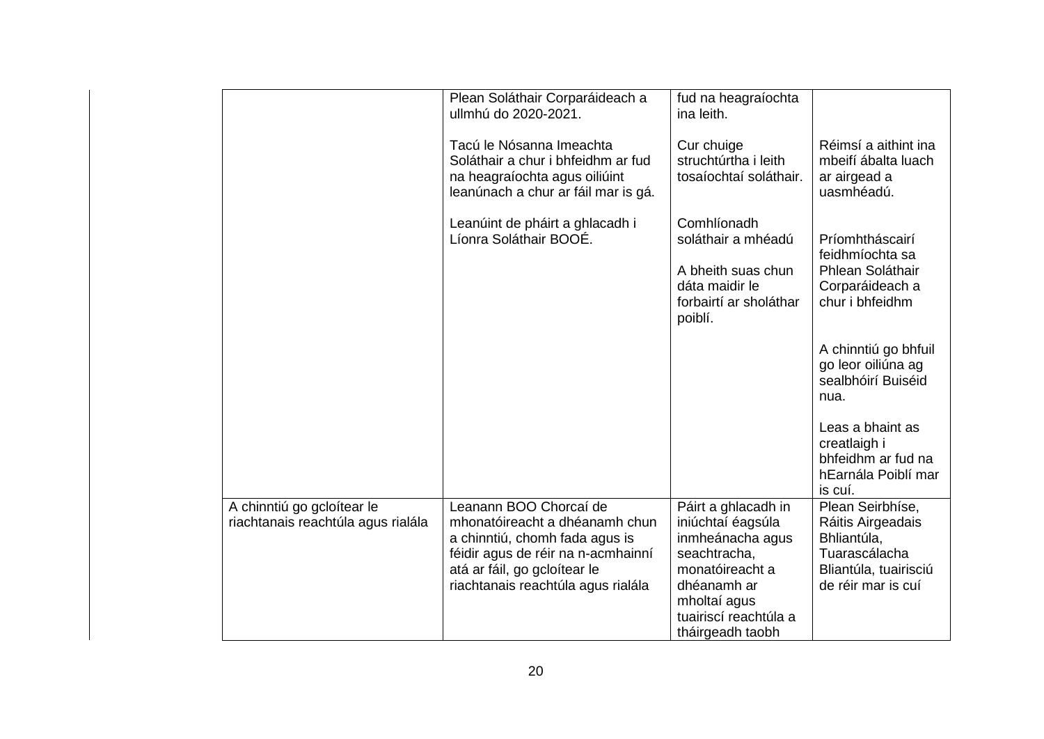| | | | |
|---|---|---|---|
| | Plean Soláthair Corparáideach a ullmhú do 2020-2021.<br><br>Tacú le Nósanna Imeachta Soláthair a chur i bhfeidhm ar fud na heagraíochta agus oiliúint leanúnach a chur ar fáil mar is gá.<br><br>Leanúint de pháirt a ghlacadh i Líonra Soláthair BOOÉ. | fud na heagraíochta ina leith.<br><br>Cur chuige struchtúrtha i leith tosaíochtaí soláthair.<br><br>Comhlíonadh soláthair a mhéadú<br><br>A bheith suas chun dáta maidir le forbairtí ar sholáthar poiblí. | Réimsí a aithint ina mbeifí ábalta luach ar airgead a uasmhéadú.<br><br>Príomhtháscairí feidhmíochta sa Phlean Soláthair Corparáideach a chur i bhfeidhm<br><br>A chinntiú go bhfuil go leor oiliúna ag sealbhóirí Buiséid nua.<br><br>Leas a bhaint as creatlaigh i bhfeidhm ar fud na hEarnála Poiblí mar is cuí. |
| A chinntiú go gcloítear le riachtanais reachtúla agus rialála | Leanann BOO Chorcaí de mhonatóireacht a dhéanamh chun a chinntiú, chomh fada agus is féidir agus de réir na n-acmhainní atá ar fáil, go gcloítear le riachtanais reachtúla agus rialála | Páirt a ghlacadh in iniúchtaí éagsúla inmheánacha agus seachtracha, monatóireacht a dhéanamh ar mholtaí agus tuairiscí reachtúla a tháirgeadh taobh | Plean Seirbhíse, Ráitis Airgeadais Bhliantúla, Tuarascálacha Bliantúla, tuairisciú de réir mar is cuí |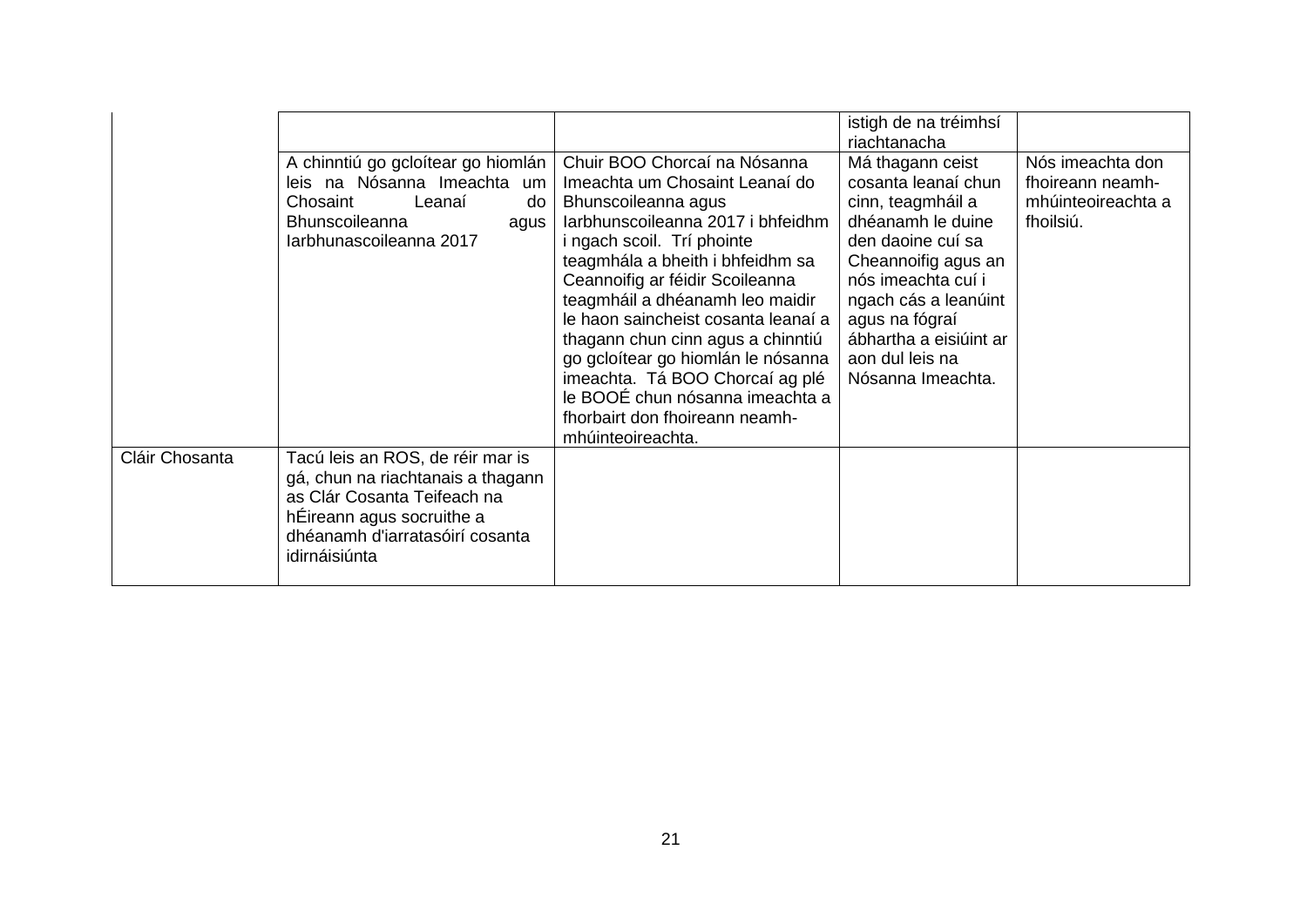| | | | | |
|---|---|---|---|---|
| | | | istigh de na tréimhsí riachtanacha | |
| | A chinntiú go gcloítear go hiomlán leis na Nósanna Imeachta um Chosaint Leanaí do Bhunscoileanna agus Iarbhunascoileanna 2017 | Chuir BOO Chorcaí na Nósanna Imeachta um Chosaint Leanaí do Bhunscoileanna agus Iarbhunscoileanna 2017 i bhfeidhm i ngach scoil. Trí phointe teagmhála a bheith i bhfeidhm sa Ceannoifig ar féidir Scoileanna teagmháil a dhéanamh leo maidir le haon saincheist cosanta leanaí a thagann chun cinn agus a chinntiú go gcloítear go hiomlán le nósanna imeachta. Tá BOO Chorcaí ag plé le BOOÉ chun nósanna imeachta a fhorbairt don fhoireann neamh-mhúinteoireachta. | Má thagann ceist cosanta leanaí chun cinn, teagmháil a dhéanamh le duine den daoine cuí sa Cheannoifig agus an nós imeachta cuí i ngach cás a leanúint agus na fógraí ábhartha a eisiúint ar aon dul leis na Nósanna Imeachta. | Nós imeachta don fhoireann neamh-mhúinteoireachta a fhoilsiú. |
| Cláir Chosanta | Tacú leis an ROS, de réir mar is gá, chun na riachtanais a thagann as Clár Cosanta Teifeach na hÉireann agus socruithe a dhéanamh d'iarratasóirí cosanta idirnáisiúnta | | | |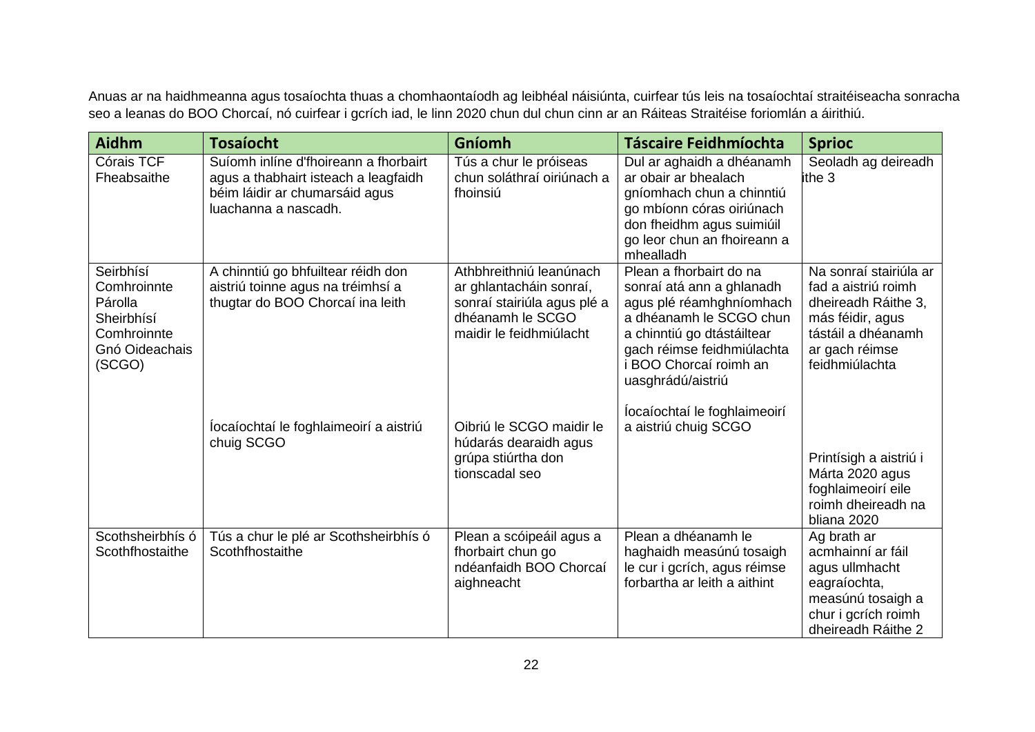Anuas ar na haidhmeanna agus tosaíochta thuas a chomhaontaíodh ag leibhéal náisiúnta, cuirfear tús leis na tosaíochtaí straitéiseacha sonracha seo a leanas do BOO Chorcaí, nó cuirfear i gcrích iad, le linn 2020 chun dul chun cinn ar an Ráiteas Straitéise foriomlán a áirithiú.

| Aidhm | Tosaíocht | Gníomh | Táscaire Feidhmíochta | Sprioc |
|---|---|---|---|---|
| Córais TCF Fheabsaithe | Suíomh inlíne d'fhoireann a fhorbairt agus a thabhairt isteach a leagfaidh béim láidir ar chumarsáid agus luachanna a nascadh. | Tús a chur le próiseas chun soláthraí oiriúnach a fhoinsiú | Dul ar aghaidh a dhéanamh ar obair ar bhealach gníomhach chun a chinntiú go mbíonn córas oiriúnach don fheidhm agus suimiúil go leor chun an fhoireann a mhealladh | Seoladh ag deireadh ithe 3 |
| Seirbhísí Comhroinnte Párolla Sheirbhísí Comhroinnte Gnó Oideachais (SCGO) | A chinntiú go bhfuiltear réidh don aistriú toinne agus na tréimhsí a thugtar do BOO Chorcaí ina leith | Athbhreithniú leanúnach ar ghlantacháin sonraí, sonraí stairiúla agus plé a dhéanamh le SCGO maidir le feidhmiúlacht | Plean a fhorbairt do na sonraí atá ann a ghlanadh agus plé réamhghníomhach a dhéanamh le SCGO chun a chinntiú go dtástáiltear gach réimse feidhmiúlachta i BOO Chorcaí roimh an uasghrádú/aistriú | Na sonraí stairiúla ar fad a aistriú roimh dheireadh Ráithe 3, más féidir, agus tástáil a dhéanamh ar gach réimse feidhmiúlachta |
| | Íocaíochtaí le foghlaimeoirí a aistriú chuig SCGO | Oibriú le SCGO maidir le húdarás dearaidh agus grúpa stiúrtha don tionscadal seo | Íocaíochtaí le foghlaimeoirí a aistriú chuig SCGO | Printísigh a aistriú i Márta 2020 agus foghlaimeoirí eile roimh dheireadh na bliana 2020 |
| Scothsheirbhís ó Scothfhostaithe | Tús a chur le plé ar Scothsheirbhís ó Scothfhostaithe | Plean a scóipeáil agus a fhorbairt chun go ndéanfaidh BOO Chorcaí aighneacht | Plean a dhéanamh le haghaidh measúnú tosaigh le cur i gcrích, agus réimse forbartha ar leith a aithint | Ag brath ar acmhainní ar fáil agus ullmhacht eagraíochta, measúnú tosaigh a chur i gcrích roimh dheireadh Ráithe 2 |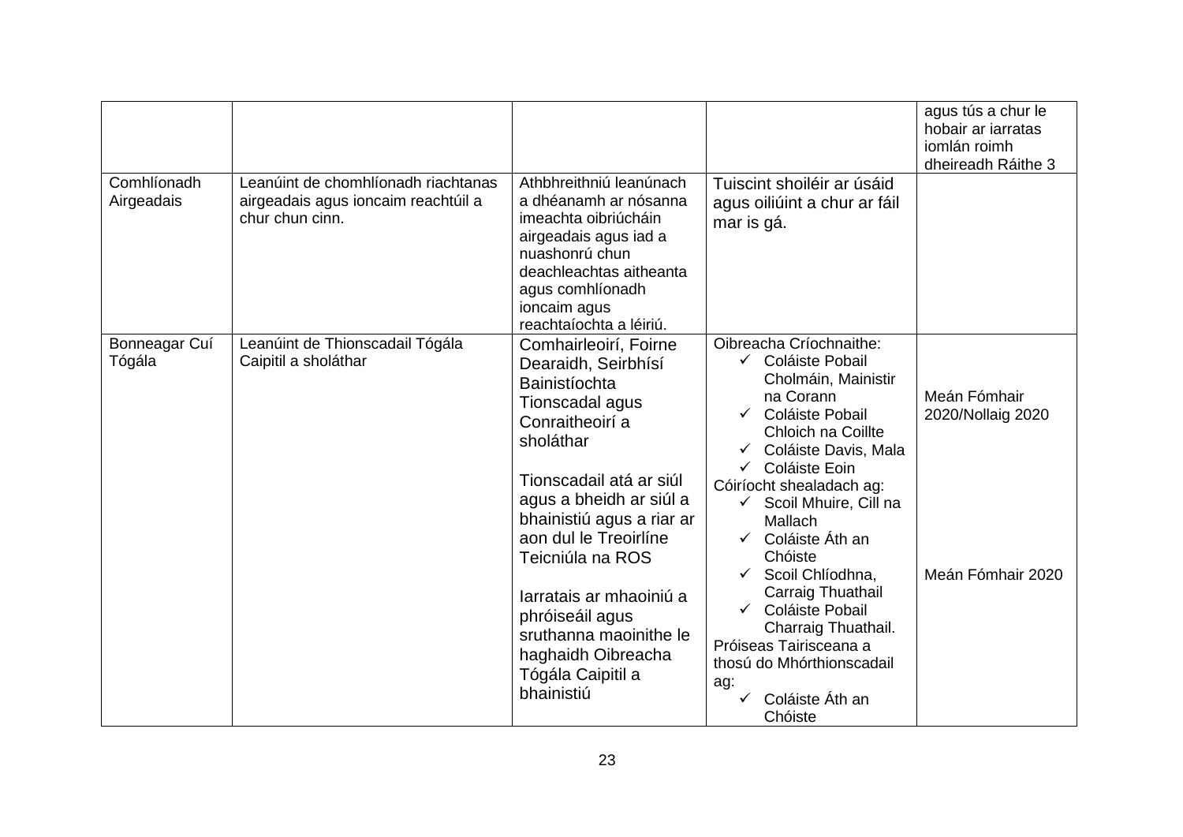| | | | | |
|---|---|---|---|---|
| | | | | agus tús a chur le hobair ar iarratas iomlán roimh dheireadh Ráithe 3 |
| Comhlíonadh Airgeadais | Leanúint de chomhlíonadh riachtanas airgeadais agus ioncaim reachtúil a chur chun cinn. | Athbhreithniú leanúnach a dhéanamh ar nósanna imeachta oibriúcháin airgeadais agus iad a nuashonrú chun deachleachtas aitheanta agus comhlíonadh ioncaim agus reachtaíochta a léiriú. | Tuiscint shoiléir ar úsáid agus oiliúint a chur ar fáil mar is gá. | |
| Bonneagar Cuí Tógála | Leanúint de Thionscadail Tógála Caipitil a sholáthar | Comhairleoirí, Foirne Dearaidh, Seirbhísí Bainistíochta Tionscadal agus Conraitheoirí a sholáthar<br><br>Tionscadail atá ar siúl agus a bheidh ar siúl a bhainistiú agus a riar ar aon dul le Treoirlíne Teicniúla na ROS<br><br>Iarratais ar mhaoiniú a phróiseáil agus sruthanna maoinithe le haghaidh Oibreacha Tógála Caipitil a bhainistiú | Oibreacha Críochnaithe:<br>✓ Coláiste Pobail Cholmáin, Mainistir na Corann<br>✓ Coláiste Pobail Chloich na Coillte<br>✓ Coláiste Davis, Mala<br>✓ Coláiste Eoin<br>Cóiríocht shealadach ag:<br>✓ Scoil Mhuire, Cill na Mallach<br>✓ Coláiste Áth an Chóiste<br>✓ Scoil Chlíodhna, Carraig Thuathail<br>✓ Coláiste Pobail Charraig Thuathail.<br>Próiseas Tairisceana a thosú do Mhórthionscadail ag:<br>✓ Coláiste Áth an Chóiste | Meán Fómhair 2020/Nollaig 2020<br><br><br><br>Meán Fómhair 2020 |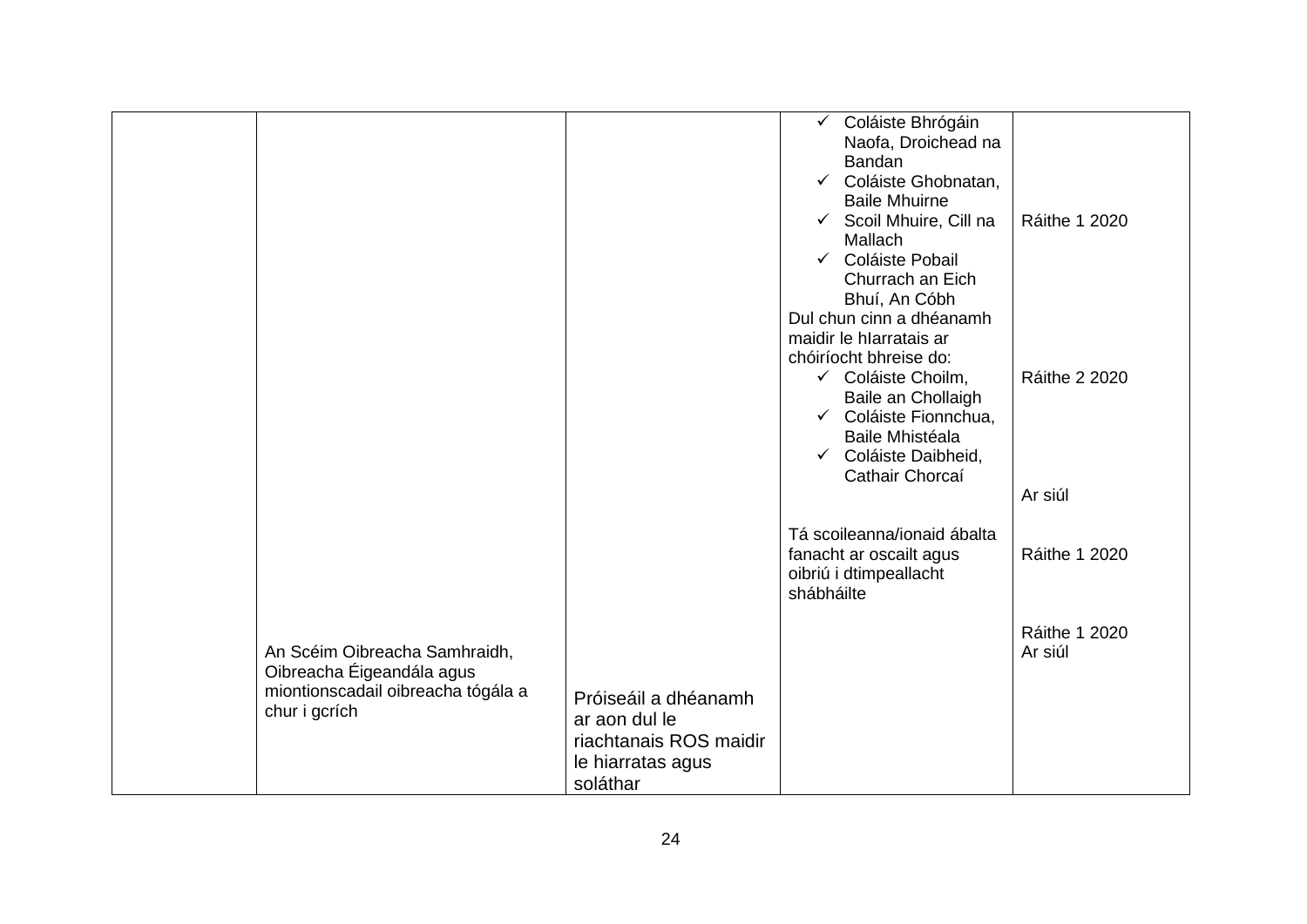| | | | | |
|---|---|---|---|---|
| | An Scéim Oibreacha Samhraidh, Oibreacha Éigeandála agus miontionscadail oibreacha tógála a chur i gcrích | Próiseáil a dhéanamh ar aon dul le riachtanais ROS maidir le hiarratas agus soláthar | ✓ Coláiste Bhrógáin Naofa, Droichead na Bandan<br>✓ Coláiste Ghobnatan, Baile Mhuirne<br>✓ Scoil Mhuire, Cill na Mallach<br>✓ Coláiste Pobail Churrach an Eich Bhuí, An Cóbh<br>Dul chun cinn a dhéanamh maidir le hIarratais ar chóiríocht bhreise do:<br>✓ Coláiste Choilm, Baile an Chollaigh<br>✓ Coláiste Fionnchua, Baile Mhistéala<br>✓ Coláiste Daibheid, Cathair Chorcaí<br><br>Tá scoileanna/ionaid ábalta fanacht ar oscailt agus oibriú i dtimpeallacht shábháilte | Ráithe 1 2020<br><br>Ráithe 2 2020<br><br>Ar siúl<br><br>Ráithe 1 2020<br><br>Ráithe 1 2020<br>Ar siúl |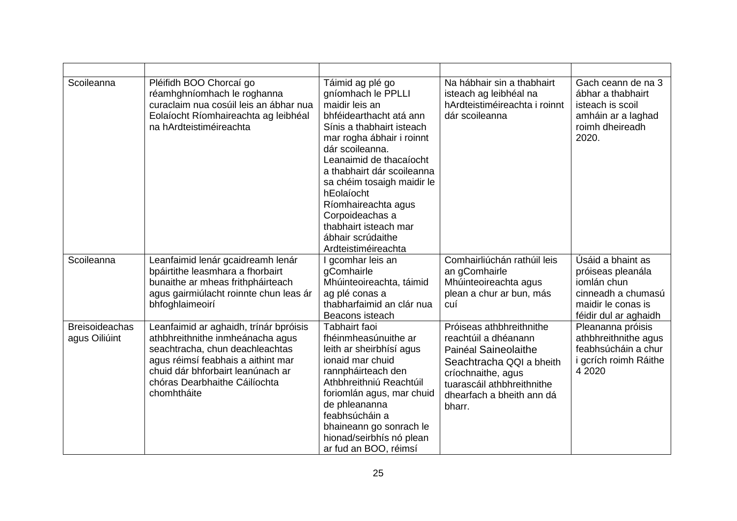|  |  |  |  |  |
|---|---|---|---|---|
| Scoileanna | Pléifidh BOO Chorcaí go réamhghníomhach le roghanna curaclaim nua cosúil leis an ábhar nua Eolaíocht Ríomhaireachta ag leibhéal na hArdteistiméireachta | Táimid ag plé go gníomhach le PPLLI maidir leis an bhféidearthacht atá ann Sínis a thabhairt isteach mar rogha ábhair i roinnt dár scoileanna. Leanaimid de thacaíocht a thabhairt dár scoileanna sa chéim tosaigh maidir le hEolaíocht Ríomhaireachta agus Corpoideachas a thabhairt isteach mar ábhair scrúdaithe Ardteistiméireachta | Na hábhair sin a thabhairt isteach ag leibhéal na hArdteistiméireachta i roinnt dár scoileanna | Gach ceann de na 3 ábhar a thabhairt isteach is scoil amháin ar a laghad roimh dheireadh 2020. |
| Scoileanna | Leanfaimid lenár gcaidreamh lenár bpáirtithe leasmhara a fhorbairt bunaithe ar mheas frithpháirteach agus gairmiúlacht roinnte chun leas ár bhfoghlaimeoirí | I gcomhar leis an gComhairle Mhúinteoireachta, táimid ag plé conas a thabharfaimid an clár nua Beacons isteach | Comhairliúchán rathúil leis an gComhairle Mhúinteoireachta agus plean a chur ar bun, más cuí | Úsáid a bhaint as próiseas pleanála iomlán chun cinneadh a chumasú maidir le conas is féidir dul ar aghaidh |
| Breisoideachas agus Oiliúint | Leanfaimid ar aghaidh, trínár bpróisis athbhreithnithe inmheánacha agus seachtracha, chun deachleachtas agus réimsí feabhais a aithint mar chuid dár bhforbairt leanúnach ar chóras Dearbhaithe Cáilíochta chomhtháite | Tabhairt faoi fhéinmheasúnuithe ar leith ar sheirbhísí agus ionaid mar chuid rannpháirteach den Athbhreithniú Reachtúil foriomlán agus, mar chuid de phleananna feabhsúcháin a bhaineann go sonrach le hionad/seirbhís nó plean ar fud an BOO, réimsí | Próiseas athbhreithnithe reachtúil a dhéanann Painéal Saineolaithe Seachtracha QQI a bheith críochnaithe, agus tuarascáil athbhreithnithe dhearfach a bheith ann dá bharr. | Pleananna próisis athbhreithnithe agus feabhsúcháin a chur i gcrích roimh Ráithe 4 2020 |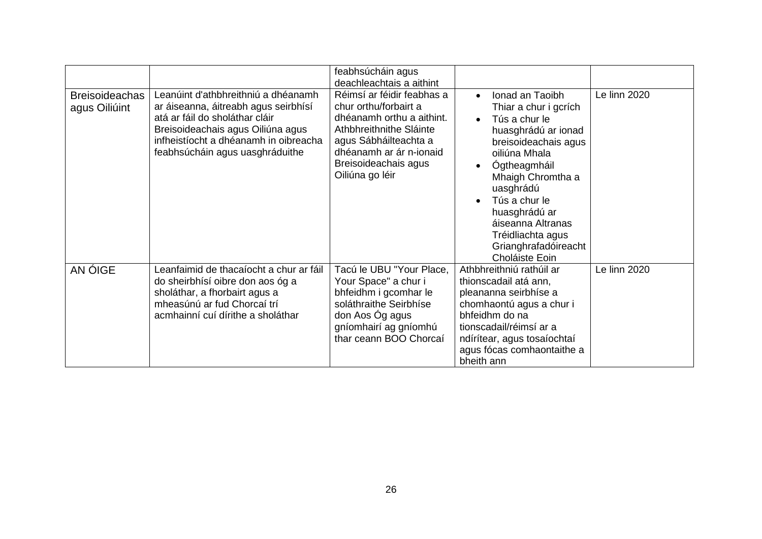| | | | | |
|---|---|---|---|---|
| | | feabhsúcháin agus deachleachtais a aithint | | |
| Breisoideachas agus Oiliúint | Leanúint d'athbhreithniú a dhéanamh ar áiseanna, áitreabh agus seirbhísí atá ar fáil do sholáthar cláir Breisoideachais agus Oiliúna agus infheistíocht a dhéanamh in oibreacha feabhsúcháin agus uasghráduithe | Réimsí ar féidir feabhas a chur orthu/forbairt a dhéanamh orthu a aithint. Athbhreithnithe Sláinte agus Sábháilteachta a dhéanamh ar ár n-ionaid Breisoideachais agus Oiliúna go léir | • Ionad an Taoibh Thiar a chur i gcrích<br>• Tús a chur le huasghrádú ar ionad breisoideachais agus oiliúna Mhala<br>• Ógtheagmháil Mhaigh Chromtha a uasghrádú<br>• Tús a chur le huasghrádú ar áiseanna Altranas Tréidliachta agus Grianghrafadóireacht Choláiste Eoin | Le linn 2020 |
| AN ÓIGE | Leanfaimid de thacaíocht a chur ar fáil do sheirbhísí oibre don aos óg a sholáthar, a fhorbairt agus a mheasúnú ar fud Chorcaí trí acmhainní cuí dírithe a sholáthar | Tacú le UBU "Your Place, Your Space" a chur i bhfeidhm i gcomhar le soláthraithe Seirbhíse don Aos Óg agus gníomhairí ag gníomhú thar ceann BOO Chorcaí | Athbhreithniú rathúil ar thionscadail atá ann, pleananna seirbhíse a chomhaontú agus a chur i bhfeidhm do na tionscadail/réimsí ar a ndírítear, agus tosaíochtaí agus fócas comhaontaithe a bheith ann | Le linn 2020 |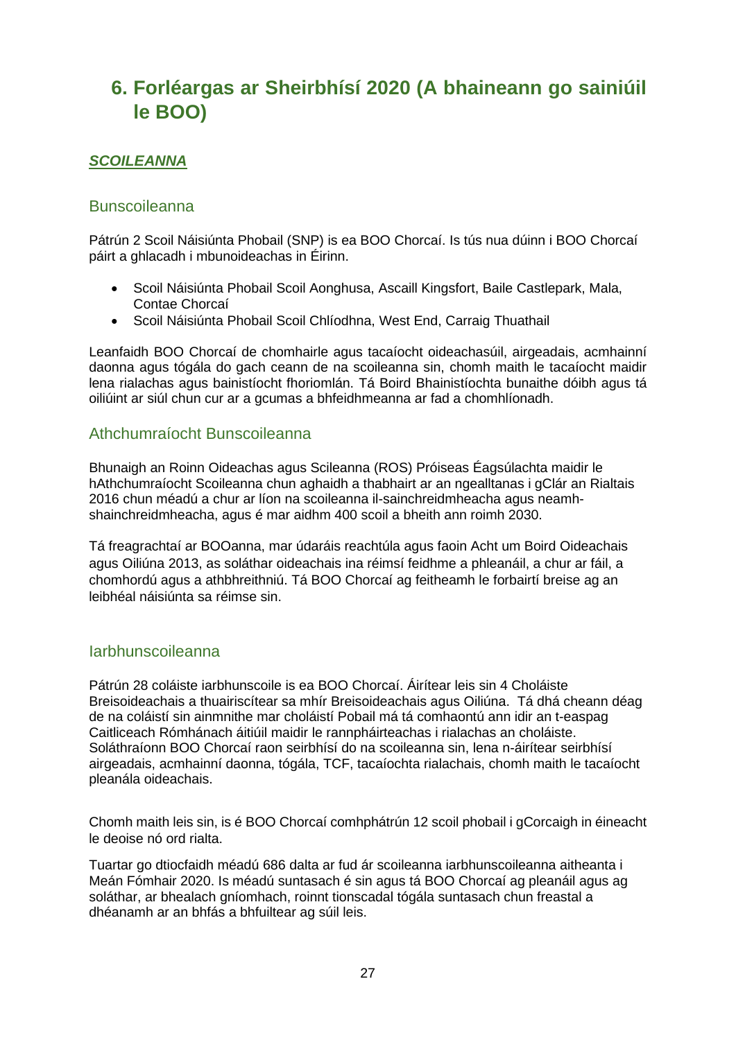# 6. Forléargas ar Sheirbhísí 2020 (A bhaineann go sainiúil le BOO)

## ***SCOILEANNA***

### Bunscoileanna

Pátrún 2 Scoil Náisiúnta Phobail (SNP) is ea BOO Chorcaí. Is tús nua dúinn i BOO Chorcaí páirt a ghlacadh i mbunoideachas in Éirinn.

- Scoil Náisiúnta Phobail Scoil Aonghusa, Ascaill Kingsfort, Baile Castlepark, Mala, Contae Chorcaí
- Scoil Náisiúnta Phobail Scoil Chlíodhna, West End, Carraig Thuathail

Leanfaidh BOO Chorcaí de chomhairle agus tacaíocht oideachasúil, airgeadais, acmhainní daonna agus tógála do gach ceann de na scoileanna sin, chomh maith le tacaíocht maidir lena rialachas agus bainistíocht fhoriomlán. Tá Boird Bhainistíochta bunaithe dóibh agus tá oiliúint ar siúl chun cur ar a gcumas a bhfeidhmeanna ar fad a chomhlíonadh.

### Athchumraíocht Bunscoileanna

Bhunaigh an Roinn Oideachas agus Scileanna (ROS) Próiseas Éagsúlachta maidir le hAthchumraíocht Scoileanna chun aghaidh a thabhairt ar an ngealltanas i gClár an Rialtais 2016 chun méadú a chur ar líon na scoileanna il-sainchreidmheacha agus neamh-shainchreidmheacha, agus é mar aidhm 400 scoil a bheith ann roimh 2030.

Tá freagrachtaí ar BOOanna, mar údaráis reachtúla agus faoin Acht um Boird Oideachais agus Oiliúna 2013, as soláthar oideachais ina réimsí feidhme a phleanáil, a chur ar fáil, a chomhordú agus a athbhreithniú. Tá BOO Chorcaí ag feitheamh le forbairtí breise ag an leibhéal náisiúnta sa réimse sin.

### Iarbhunscoileanna

Pátrún 28 coláiste iarbhunscoile is ea BOO Chorcaí. Áirítear leis sin 4 Choláiste Breisoideachais a thuairiscítear sa mhír Breisoideachais agus Oiliúna. Tá dhá cheann déag de na coláistí sin ainmnithe mar choláistí Pobail má tá comhaontú ann idir an t-easpag Caitliceach Rómhánach áitiúil maidir le rannpháirteachas i rialachas an choláiste. Soláthraíonn BOO Chorcaí raon seirbhísí do na scoileanna sin, lena n-áirítear seirbhísí airgeadais, acmhainní daonna, tógála, TCF, tacaíochta rialachais, chomh maith le tacaíocht pleanála oideachais.

Chomh maith leis sin, is é BOO Chorcaí comhphátrún 12 scoil phobail i gCorcaigh in éineacht le deoise nó ord rialta.

Tuartar go dtiocfaidh méadú 686 dalta ar fud ár scoileanna iarbhunscoileanna aitheanta i Meán Fómhair 2020. Is méadú suntasach é sin agus tá BOO Chorcaí ag pleanáil agus ag soláthar, ar bhealach gníomhach, roinnt tionscadal tógála suntasach chun freastal a dhéanamh ar an bhfás a bhfuiltear ag súil leis.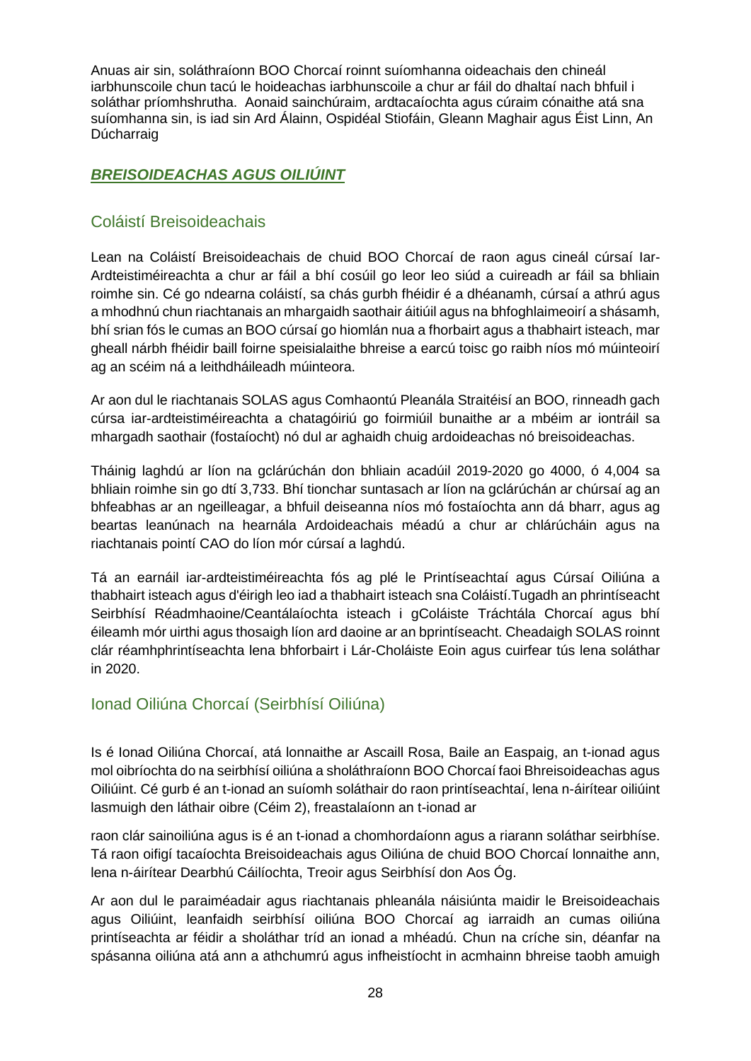Anuas air sin, soláthraíonn BOO Chorcaí roinnt suíomhanna oideachais den chineál iarbhunscoile chun tacú le hoideachas iarbhunscoile a chur ar fáil do dhaltaí nach bhfuil i soláthar príomhshrutha. Aonaid sainchúraim, ardtacaíochta agus cúraim cónaithe atá sna suíomhanna sin, is iad sin Ard Álainn, Ospidéal Stiofáin, Gleann Maghair agus Éist Linn, An Dúcharraig

## ***BREISOIDEACHAS AGUS OILIÚINT***

### Coláistí Breisoideachais

Lean na Coláistí Breisoideachais de chuid BOO Chorcaí de raon agus cineál cúrsaí Iar-Ardteistiméireachta a chur ar fáil a bhí cosúil go leor leo siúd a cuireadh ar fáil sa bhliain roimhe sin. Cé go ndearna coláistí, sa chás gurbh fhéidir é a dhéanamh, cúrsaí a athrú agus a mhodhnú chun riachtanais an mhargaidh saothair áitiúil agus na bhfoghlaimeoirí a shásamh, bhí srian fós le cumas an BOO cúrsaí go hiomlán nua a fhorbairt agus a thabhairt isteach, mar gheall nárbh fhéidir baill foirne speisialaithe bhreise a earcú toisc go raibh níos mó múinteoirí ag an scéim ná a leithdháileadh múinteora.

Ar aon dul le riachtanais SOLAS agus Comhaontú Pleanála Straitéisí an BOO, rinneadh gach cúrsa iar-ardteistiméireachta a chatagóiriú go foirmiúil bunaithe ar a mbéim ar iontráil sa mhargadh saothair (fostaíocht) nó dul ar aghaidh chuig ardoideachas nó breisoideachas.

Tháinig laghdú ar líon na gclárúchán don bhliain acadúil 2019-2020 go 4000, ó 4,004 sa bhliain roimhe sin go dtí 3,733. Bhí tionchar suntasach ar líon na gclárúchán ar chúrsaí ag an bhfeabhas ar an ngeilleagar, a bhfuil deiseanna níos mó fostaíochta ann dá bharr, agus ag beartas leanúnach na hearnála Ardoideachais méadú a chur ar chlárúcháin agus na riachtanais pointí CAO do líon mór cúrsaí a laghdú.

Tá an earnáil iar-ardteistiméireachta fós ag plé le Printíseachtaí agus Cúrsaí Oiliúna a thabhairt isteach agus d'éirigh leo iad a thabhairt isteach sna Coláistí.Tugadh an phrintíseacht Seirbhísí Réadmhaoine/Ceantálaíochta isteach i gColáiste Tráchtála Chorcaí agus bhí éileamh mór uirthi agus thosaigh líon ard daoine ar an bprintíseacht. Cheadaigh SOLAS roinnt clár réamhphrintíseachta lena bhforbairt i Lár-Choláiste Eoin agus cuirfear tús lena soláthar in 2020.

### Ionad Oiliúna Chorcaí (Seirbhísí Oiliúna)

Is é Ionad Oiliúna Chorcaí, atá lonnaithe ar Ascaill Rosa, Baile an Easpaig, an t-ionad agus mol oibríochta do na seirbhísí oiliúna a sholáthraíonn BOO Chorcaí faoi Bhreisoideachas agus Oiliúint. Cé gurb é an t-ionad an suíomh soláthair do raon printíseachtaí, lena n-áirítear oiliúint lasmuigh den láthair oibre (Céim 2), freastalaíonn an t-ionad ar raon clár sainoiliúna agus is é an t-ionad a chomhordaíonn agus a riarann soláthar seirbhíse. Tá raon oifigí tacaíochta Breisoideachais agus Oiliúna de chuid BOO Chorcaí lonnaithe ann, lena n-áirítear Dearbhú Cáilíochta, Treoir agus Seirbhísí don Aos Óg.

Ar aon dul le paraiméadair agus riachtanais phleanála náisiúnta maidir le Breisoideachais agus Oiliúint, leanfaidh seirbhísí oiliúna BOO Chorcaí ag iarraidh an cumas oiliúna printíseachta ar féidir a sholáthar tríd an ionad a mhéadú. Chun na críche sin, déanfar na spásanna oiliúna atá ann a athchumrú agus infheistíocht in acmhainn bhreise taobh amuigh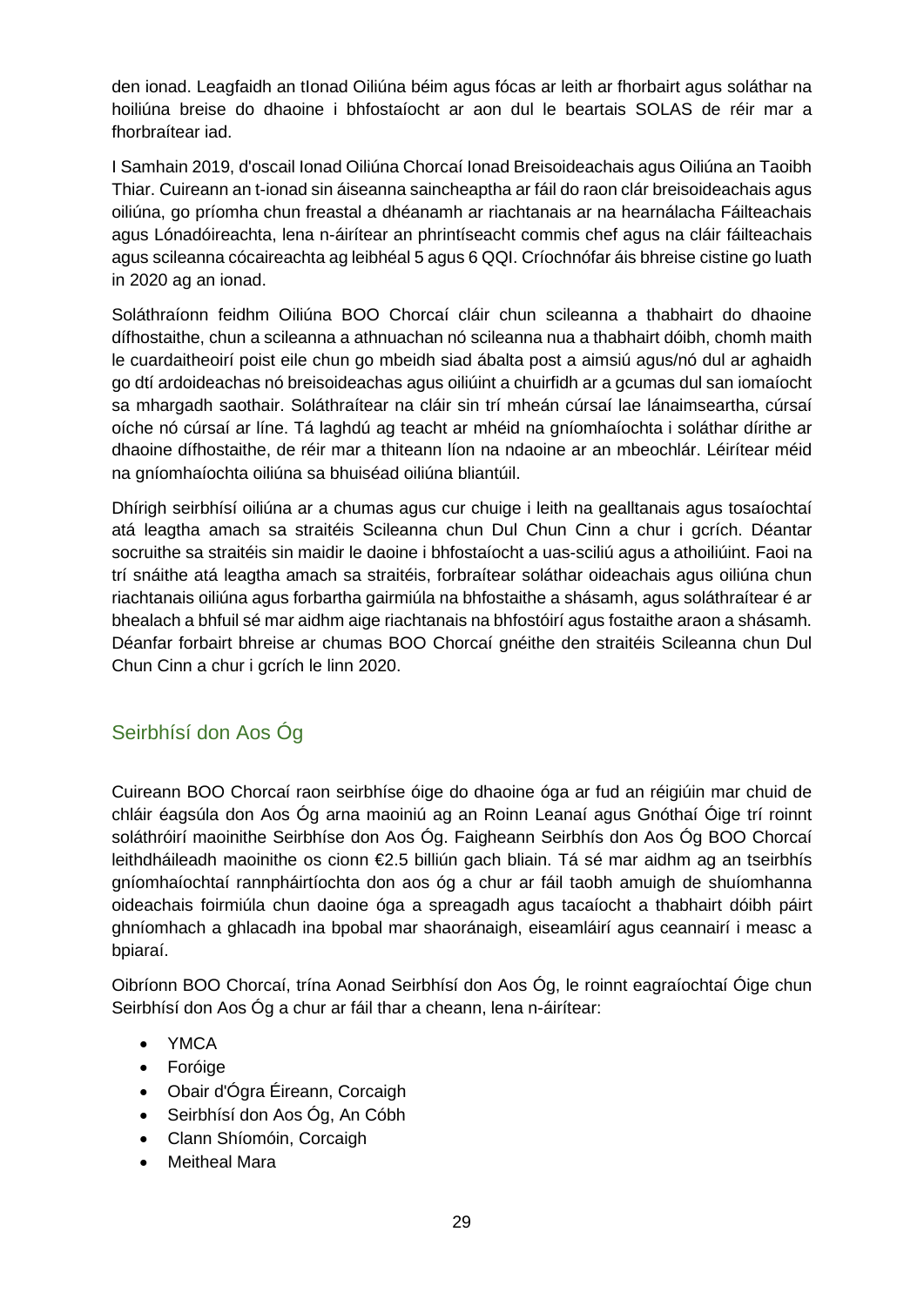den ionad. Leagfaidh an tIonad Oiliúna béim agus fócas ar leith ar fhorbairt agus soláthar na hoiliúna breise do dhaoine i bhfostaíocht ar aon dul le beartais SOLAS de réir mar a fhorbraítear iad.

I Samhain 2019, d'oscail Ionad Oiliúna Chorcaí Ionad Breisoideachais agus Oiliúna an Taoibh Thiar. Cuireann an t-ionad sin áiseanna saincheaptha ar fáil do raon clár breisoideachais agus oiliúna, go príomha chun freastal a dhéanamh ar riachtanais ar na hearnálacha Fáilteachais agus Lónadóireachta, lena n-áirítear an phrintíseacht commis chef agus na cláir fáilteachais agus scileanna cócaireachta ag leibhéal 5 agus 6 QQI. Críochnófar áis bhreise cistine go luath in 2020 ag an ionad.

Soláthraíonn feidhm Oiliúna BOO Chorcaí cláir chun scileanna a thabhairt do dhaoine dífhostaithe, chun a scileanna a athnuachan nó scileanna nua a thabhairt dóibh, chomh maith le cuardaitheoirí poist eile chun go mbeidh siad ábalta post a aimsiú agus/nó dul ar aghaidh go dtí ardoideachas nó breisoideachas agus oiliúint a chuirfidh ar a gcumas dul san iomaíocht sa mhargadh saothair. Soláthraítear na cláir sin trí mheán cúrsaí lae lánaimseartha, cúrsaí oíche nó cúrsaí ar líne. Tá laghdú ag teacht ar mhéid na gníomhaíochta i soláthar dírithe ar dhaoine dífhostaithe, de réir mar a thiteann líon na ndaoine ar an mbeochlár. Léirítear méid na gníomhaíochta oiliúna sa bhuiséad oiliúna bliantúil.

Dhírigh seirbhísí oiliúna ar a chumas agus cur chuige i leith na gealltanais agus tosaíochtaí atá leagtha amach sa straitéis Scileanna chun Dul Chun Cinn a chur i gcrích. Déantar socruithe sa straitéis sin maidir le daoine i bhfostaíocht a uas-sciliú agus a athoiliúint. Faoi na trí snáithe atá leagtha amach sa straitéis, forbraítear soláthar oideachais agus oiliúna chun riachtanais oiliúna agus forbartha gairmiúla na bhfostaithe a shásamh, agus soláthraítear é ar bhealach a bhfuil sé mar aidhm aige riachtanais na bhfostóirí agus fostaithe araon a shásamh. Déanfar forbairt bhreise ar chumas BOO Chorcaí gnéithe den straitéis Scileanna chun Dul Chun Cinn a chur i gcrích le linn 2020.

## Seirbhísí don Aos Óg

Cuireann BOO Chorcaí raon seirbhíse óige do dhaoine óga ar fud an réigiúin mar chuid de chláir éagsúla don Aos Óg arna maoiniú ag an Roinn Leanaí agus Gnóthaí Óige trí roinnt soláthróirí maoinithe Seirbhíse don Aos Óg. Faigheann Seirbhís don Aos Óg BOO Chorcaí leithdháileadh maoinithe os cionn €2.5 billiún gach bliain. Tá sé mar aidhm ag an tseirbhís gníomhaíochtaí rannpháirtíochta don aos óg a chur ar fáil taobh amuigh de shuíomhanna oideachais foirmiúla chun daoine óga a spreagadh agus tacaíocht a thabhairt dóibh páirt ghníomhach a ghlacadh ina bpobal mar shaoránaigh, eiseamláirí agus ceannairí i measc a bpiaraí.

Oibríonn BOO Chorcaí, trína Aonad Seirbhísí don Aos Óg, le roinnt eagraíochtaí Óige chun Seirbhísí don Aos Óg a chur ar fáil thar a cheann, lena n-áirítear:

- YMCA
- Foróige
- Obair d'Ógra Éireann, Corcaigh
- Seirbhísí don Aos Óg, An Cóbh
- Clann Shíomóin, Corcaigh
- Meitheal Mara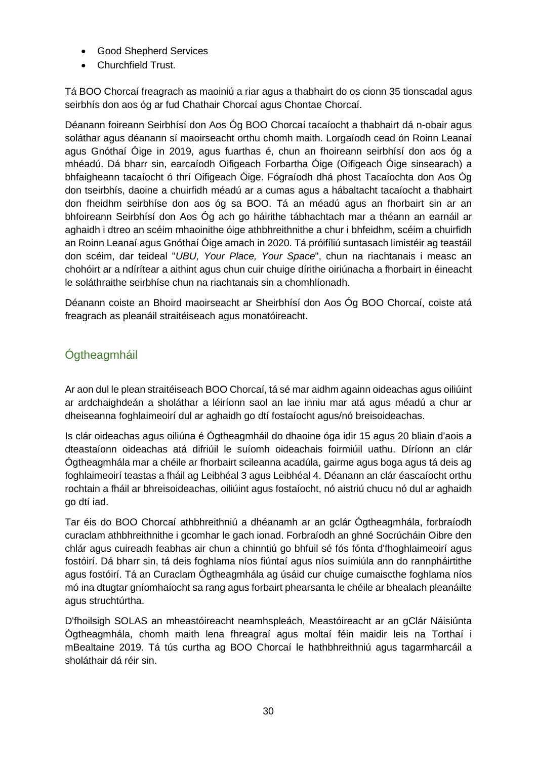- Good Shepherd Services
- Churchfield Trust.

Tá BOO Chorcaí freagrach as maoiniú a riar agus a thabhairt do os cionn 35 tionscadal agus seirbhís don aos óg ar fud Chathair Chorcaí agus Chontae Chorcaí.

Déanann foireann Seirbhísí don Aos Óg BOO Chorcaí tacaíocht a thabhairt dá n-obair agus soláthar agus déanann sí maoirseacht orthu chomh maith. Lorgaíodh cead ón Roinn Leanaí agus Gnóthaí Óige in 2019, agus fuarthas é, chun an fhoireann seirbhísí don aos óg a mhéadú. Dá bharr sin, earcaíodh Oifigeach Forbartha Óige (Oifigeach Óige sinsearach) a bhfaigheann tacaíocht ó thrí Oifigeach Óige. Fógraíodh dhá phost Tacaíochta don Aos Óg don tseirbhís, daoine a chuirfidh méadú ar a cumas agus a hábaltacht tacaíocht a thabhairt don fheidhm seirbhíse don aos óg sa BOO. Tá an méadú agus an fhorbairt sin ar an bhfoireann Seirbhísí don Aos Óg ach go háirithe tábhachtach mar a théann an earnáil ar aghaidh i dtreo an scéim mhaoinithe óige athbhreithnithe a chur i bhfeidhm, scéim a chuirfidh an Roinn Leanaí agus Gnóthaí Óige amach in 2020. Tá próifíliú suntasach limistéir ag teastáil don scéim, dar teideal "*UBU, Your Place, Your Space*", chun na riachtanais i measc an chohóirt ar a ndírítear a aithint agus chun cuir chuige dírithe oiriúnacha a fhorbairt in éineacht le soláthraithe seirbhíse chun na riachtanais sin a chomhlíonadh.

Déanann coiste an Bhoird maoirseacht ar Sheirbhísí don Aos Óg BOO Chorcaí, coiste atá freagrach as pleanáil straitéiseach agus monatóireacht.

## Ógtheagmháil

Ar aon dul le plean straitéiseach BOO Chorcaí, tá sé mar aidhm againn oideachas agus oiliúint ar ardchaighdeán a sholáthar a léiríonn saol an lae inniu mar atá agus méadú a chur ar dheiseanna foghlaimeoirí dul ar aghaidh go dtí fostaíocht agus/nó breisoideachas.

Is clár oideachas agus oiliúna é Ógtheagmháil do dhaoine óga idir 15 agus 20 bliain d'aois a dteastaíonn oideachas atá difriúil le suíomh oideachais foirmiúil uathu. Díríonn an clár Ógtheagmhála mar a chéile ar fhorbairt scileanna acadúla, gairme agus boga agus tá deis ag foghlaimeoirí teastas a fháil ag Leibhéal 3 agus Leibhéal 4. Déanann an clár éascaíocht orthu rochtain a fháil ar bhreisoideachas, oiliúint agus fostaíocht, nó aistriú chucu nó dul ar aghaidh go dtí iad.

Tar éis do BOO Chorcaí athbhreithniú a dhéanamh ar an gclár Ógtheagmhála, forbraíodh curaclam athbhreithnithe i gcomhar le gach ionad. Forbraíodh an ghné Socrúcháin Oibre den chlár agus cuireadh feabhas air chun a chinntiú go bhfuil sé fós fónta d'fhoghlaimeoirí agus fostóirí. Dá bharr sin, tá deis foghlama níos fiúntaí agus níos suimiúla ann do rannpháirtithe agus fostóirí. Tá an Curaclam Ógtheagmhála ag úsáid cur chuige cumaiscthe foghlama níos mó ina dtugtar gníomhaíocht sa rang agus forbairt phearsanta le chéile ar bhealach pleanáilte agus struchtúrtha.

D'fhoilsigh SOLAS an mheastóireacht neamhspleách, Meastóireacht ar an gClár Náisiúnta Ógtheagmhála, chomh maith lena fhreagraí agus moltaí féin maidir leis na Torthaí i mBealtaine 2019. Tá tús curtha ag BOO Chorcaí le hathbhreithniú agus tagarmharcáil a sholáthair dá réir sin.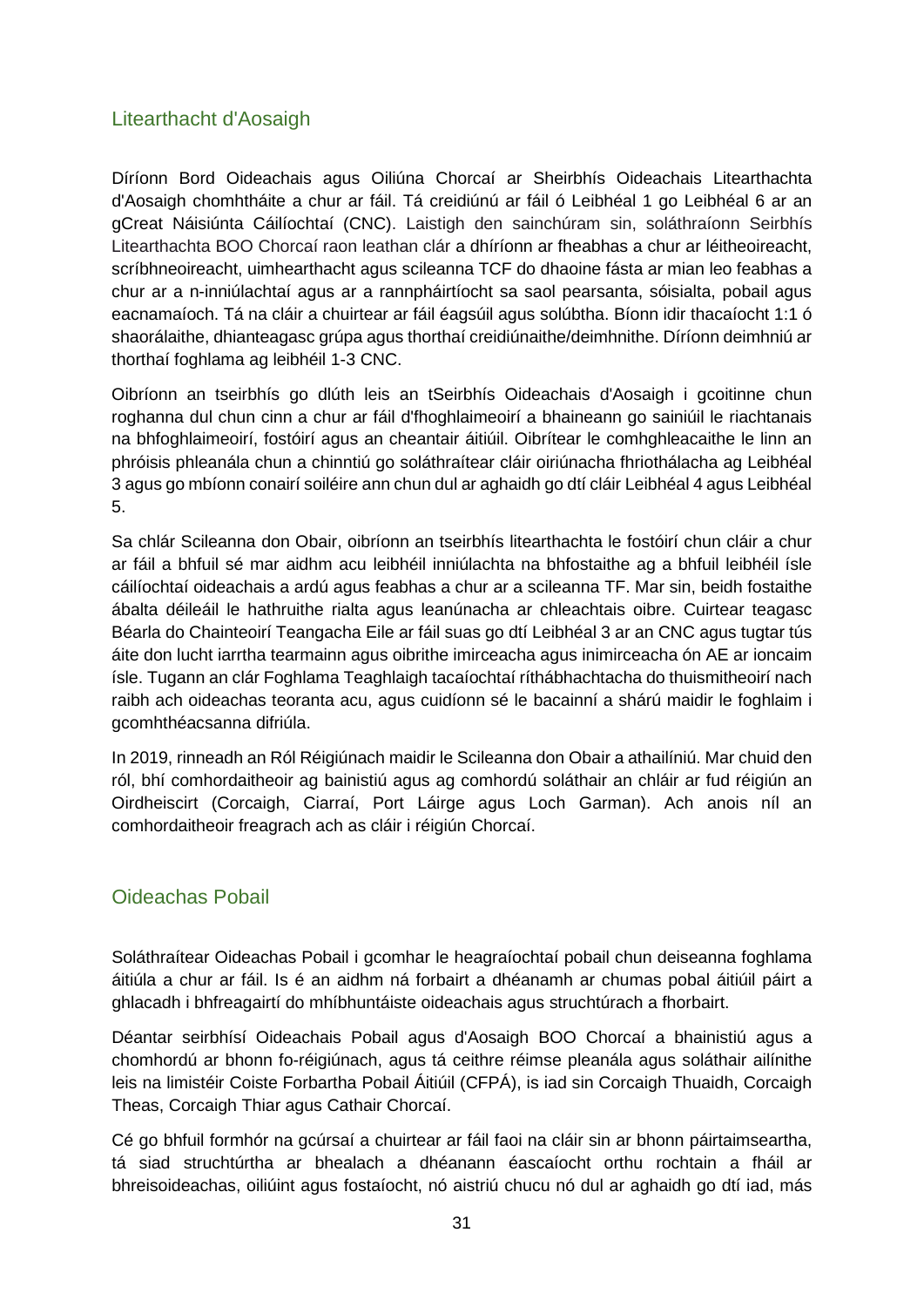## Litearthacht d'Aosaigh

Díríonn Bord Oideachais agus Oiliúna Chorcaí ar Sheirbhís Oideachais Litearthachta d'Aosaigh chomhtháite a chur ar fáil. Tá creidiúnú ar fáil ó Leibhéal 1 go Leibhéal 6 ar an gCreat Náisiúnta Cáilíochtaí (CNC). Laistigh den sainchúram sin, soláthraíonn Seirbhís Litearthachta BOO Chorcaí raon leathan clár a dhíríonn ar fheabhas a chur ar léitheoireacht, scríbhneoireacht, uimhearthacht agus scileanna TCF do dhaoine fásta ar mian leo feabhas a chur ar a n-inniúlachtaí agus ar a rannpháirtíocht sa saol pearsanta, sóisialta, pobail agus eacnamaíoch. Tá na cláir a chuirtear ar fáil éagsúil agus solúbtha. Bíonn idir thacaíocht 1:1 ó shaorálaithe, dhianteagasc grúpa agus thorthaí creidiúnaithe/deimhnithe. Díríonn deimhniú ar thorthaí foghlama ag leibhéil 1-3 CNC.

Oibríonn an tseirbhís go dlúth leis an tSeirbhís Oideachais d'Aosaigh i gcoitinne chun roghanna dul chun cinn a chur ar fáil d'fhoghlaimeoirí a bhaineann go sainiúil le riachtanais na bhfoghlaimeoirí, fostóirí agus an cheantair áitiúil. Oibrítear le comhghleacaithe le linn an phróisis phleanála chun a chinntiú go soláthraítear cláir oiriúnacha fhriothálacha ag Leibhéal 3 agus go mbíonn conairí soiléire ann chun dul ar aghaidh go dtí cláir Leibhéal 4 agus Leibhéal 5.

Sa chlár Scileanna don Obair, oibríonn an tseirbhís litearthachta le fostóirí chun cláir a chur ar fáil a bhfuil sé mar aidhm acu leibhéil inniúlachta na bhfostaithe ag a bhfuil leibhéil ísle cáilíochtaí oideachais a ardú agus feabhas a chur ar a scileanna TF. Mar sin, beidh fostaithe ábalta déileáil le hathruithe rialta agus leanúnacha ar chleachtais oibre. Cuirtear teagasc Béarla do Chainteoirí Teangacha Eile ar fáil suas go dtí Leibhéal 3 ar an CNC agus tugtar tús áite don lucht iarrtha tearmainn agus oibrithe imirceacha agus inimirceacha ón AE ar ioncaim ísle. Tugann an clár Foghlama Teaghlaigh tacaíochtaí ríthábhachtacha do thuismitheoirí nach raibh ach oideachas teoranta acu, agus cuidíonn sé le bacainní a shárú maidir le foghlaim i gcomhthéacsanna difriúla.

In 2019, rinneadh an Ról Réigiúnach maidir le Scileanna don Obair a athailíniú. Mar chuid den ról, bhí comhordaitheoir ag bainistiú agus ag comhordú soláthair an chláir ar fud réigiún an Oirdheiscirt (Corcaigh, Ciarraí, Port Láirge agus Loch Garman). Ach anois níl an comhordaitheoir freagrach ach as cláir i réigiún Chorcaí.

## Oideachas Pobail

Soláthraítear Oideachas Pobail i gcomhar le heagraíochtaí pobail chun deiseanna foghlama áitiúla a chur ar fáil. Is é an aidhm ná forbairt a dhéanamh ar chumas pobal áitiúil páirt a ghlacadh i bhfreagairtí do mhíbhuntáiste oideachais agus struchtúrach a fhorbairt.

Déantar seirbhísí Oideachais Pobail agus d'Aosaigh BOO Chorcaí a bhainistiú agus a chomhordú ar bhonn fo-réigiúnach, agus tá ceithre réimse pleanála agus soláthair ailínithe leis na limistéir Coiste Forbartha Pobail Áitiúil (CFPÁ), is iad sin Corcaigh Thuaidh, Corcaigh Theas, Corcaigh Thiar agus Cathair Chorcaí.

Cé go bhfuil formhór na gcúrsaí a chuirtear ar fáil faoi na cláir sin ar bhonn páirtaimseartha, tá siad struchtúrtha ar bhealach a dhéanann éascaíocht orthu rochtain a fháil ar bhreisoideachas, oiliúint agus fostaíocht, nó aistriú chucu nó dul ar aghaidh go dtí iad, más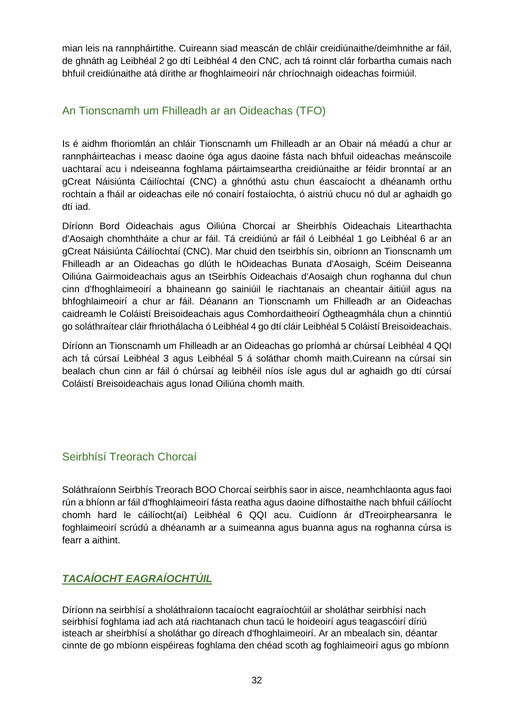mian leis na rannpháirtithe. Cuireann siad meascán de chláir creidiúnaithe/deimhnithe ar fáil, de ghnáth ag Leibhéal 2 go dtí Leibhéal 4 den CNC, ach tá roinnt clár forbartha cumais nach bhfuil creidiúnaithe atá dírithe ar fhoghlaimeoirí nár chríochnaigh oideachas foirmiúil.

## An Tionscnamh um Fhilleadh ar an Oideachas (TFO)

Is é aidhm fhoriomlán an chláir Tionscnamh um Fhilleadh ar an Obair ná méadú a chur ar rannpháirteachas i measc daoine óga agus daoine fásta nach bhfuil oideachas meánscoile uachtaraí acu i ndeiseanna foghlama páirtaimseartha creidiúnaithe ar féidir bronntaí ar an gCreat Náisiúnta Cáilíochtaí (CNC) a ghnóthú astu chun éascaíocht a dhéanamh orthu rochtain a fháil ar oideachas eile nó conairí fostaíochta, ó aistriú chucu nó dul ar aghaidh go dtí iad.

Díríonn Bord Oideachais agus Oiliúna Chorcaí ar Sheirbhís Oideachais Litearthachta d'Aosaigh chomhtháite a chur ar fáil. Tá creidiúnú ar fáil ó Leibhéal 1 go Leibhéal 6 ar an gCreat Náisiúnta Cáilíochtaí (CNC). Mar chuid den tseirbhís sin, oibríonn an Tionscnamh um Fhilleadh ar an Oideachas go dlúth le hOideachas Bunata d'Aosaigh, Scéim Deiseanna Oiliúna Gairmoideachais agus an tSeirbhís Oideachais d'Aosaigh chun roghanna dul chun cinn d'fhoghlaimeoirí a bhaineann go sainiúil le riachtanais an cheantair áitiúil agus na bhfoghlaimeoirí a chur ar fáil. Déanann an Tionscnamh um Fhilleadh ar an Oideachas caidreamh le Coláistí Breisoideachais agus Comhordaitheoirí Ógtheagmhála chun a chinntiú go soláthraítear cláir fhriothálacha ó Leibhéal 4 go dtí cláir Leibhéal 5 Coláistí Breisoideachais.

Díríonn an Tionscnamh um Fhilleadh ar an Oideachas go príomhá ar chúrsaí Leibhéal 4 QQI ach tá cúrsaí Leibhéal 3 agus Leibhéal 5 á soláthar chomh maith.Cuireann na cúrsaí sin bealach chun cinn ar fáil ó chúrsaí ag leibhéil níos ísle agus dul ar aghaidh go dtí cúrsaí Coláistí Breisoideachais agus Ionad Oiliúna chomh maith.

## Seirbhísí Treorach Chorcaí

Soláthraíonn Seirbhís Treorach BOO Chorcaí seirbhís saor in aisce, neamhchlaonta agus faoi rún a bhíonn ar fáil d'fhoghlaimeoirí fásta reatha agus daoine dífhostaithe nach bhfuil cáilíocht chomh hard le cáilíocht(aí) Leibhéal 6 QQI acu. Cuidíonn ár dTreoirphearsanra le foghlaimeoirí scrúdú a dhéanamh ar a suimeanna agus buanna agus na roghanna cúrsa is fearr a aithint.

## ***TACAÍOCHT EAGRAÍOCHTÚIL***

Díríonn na seirbhísí a sholáthraíonn tacaíocht eagraíochtúil ar sholáthar seirbhísí nach seirbhísí foghlama iad ach atá riachtanach chun tacú le hoideoirí agus teagascóirí díriú isteach ar sheirbhísí a sholáthar go díreach d'fhoghlaimeoirí. Ar an mbealach sin, déantar cinnte de go mbíonn eispéireas foghlama den chéad scoth ag foghlaimeoirí agus go mbíonn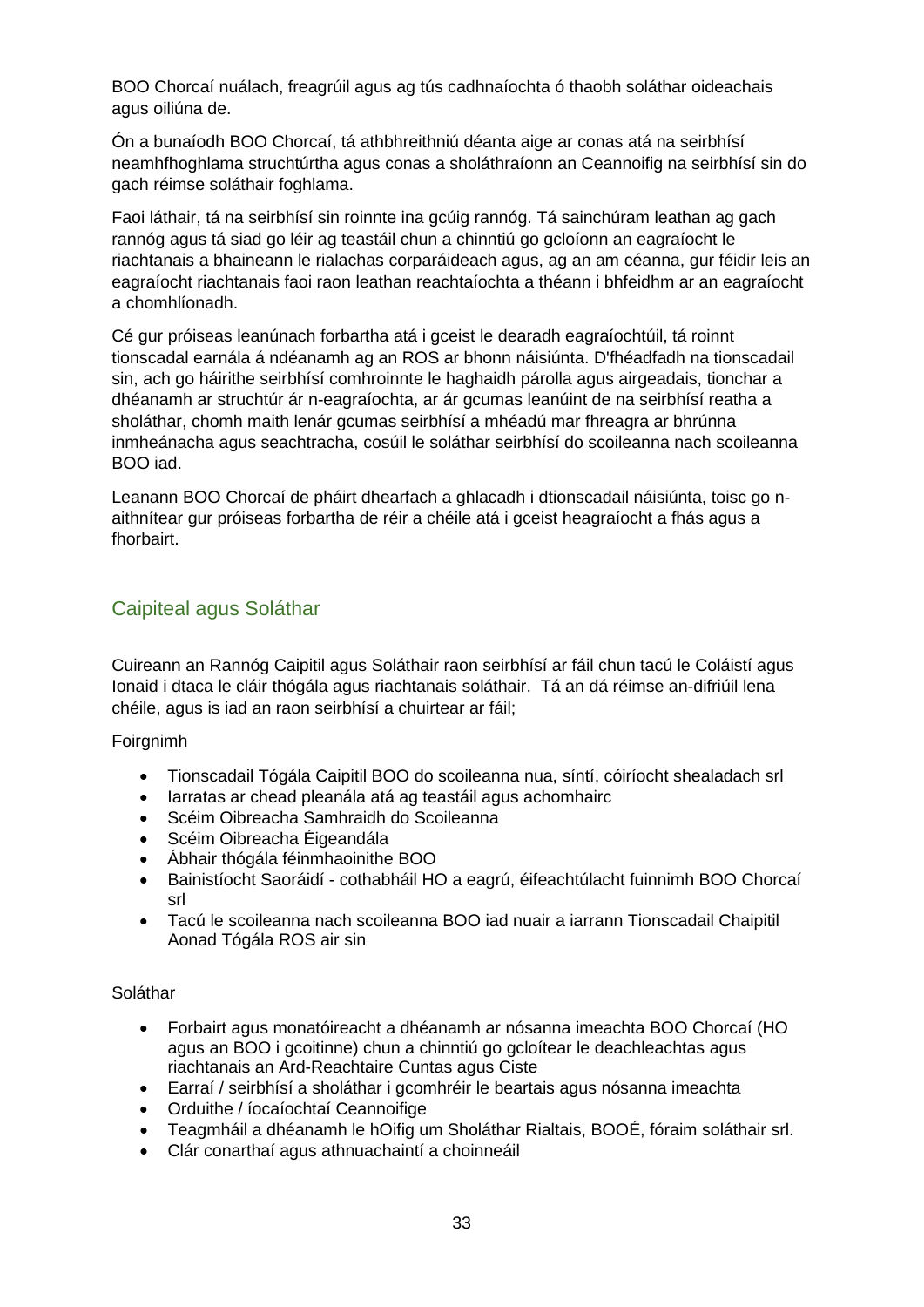BOO Chorcaí nuálach, freagrúil agus ag tús cadhnaíochta ó thaobh soláthar oideachais agus oiliúna de.

Ón a bunaíodh BOO Chorcaí, tá athbhreithniú déanta aige ar conas atá na seirbhísí neamhfhoghlama struchtúrtha agus conas a sholáthraíonn an Ceannoifig na seirbhísí sin do gach réimse soláthair foghlama.

Faoi láthair, tá na seirbhísí sin roinnte ina gcúig rannóg. Tá sainchúram leathan ag gach rannóg agus tá siad go léir ag teastáil chun a chinntiú go gcloíonn an eagraíocht le riachtanais a bhaineann le rialachas corparáideach agus, ag an am céanna, gur féidir leis an eagraíocht riachtanais faoi raon leathan reachtaíochta a théann i bhfeidhm ar an eagraíocht a chomhlíonadh.

Cé gur próiseas leanúnach forbartha atá i gceist le dearadh eagraíochtúil, tá roinnt tionscadal earnála á ndéanamh ag an ROS ar bhonn náisiúnta. D'fhéadfadh na tionscadail sin, ach go háirithe seirbhísí comhroinnte le haghaidh párolla agus airgeadais, tionchar a dhéanamh ar struchtúr ár n-eagraíochta, ar ár gcumas leanúint de na seirbhísí reatha a sholáthar, chomh maith lenár gcumas seirbhísí a mhéadú mar fhreagra ar bhrúnna inmheánacha agus seachtracha, cosúil le soláthar seirbhísí do scoileanna nach scoileanna BOO iad.

Leanann BOO Chorcaí de pháirt dhearfach a ghlacadh i dtionscadail náisiúnta, toisc go n-aithnítear gur próiseas forbartha de réir a chéile atá i gceist heagraíocht a fhás agus a fhorbairt.

## Caipiteal agus Soláthar

Cuireann an Rannóg Caipitil agus Soláthair raon seirbhísí ar fáil chun tacú le Coláistí agus Ionaid i dtaca le cláir thógála agus riachtanais soláthair. Tá an dá réimse an-difriúil lena chéile, agus is iad an raon seirbhísí a chuirtear ar fáil;

Foirgnimh

- Tionscadail Tógála Caipitil BOO do scoileanna nua, síntí, cóiríocht shealadach srl
- Iarratas ar chead pleanála atá ag teastáil agus achomhairc
- Scéim Oibreacha Samhraidh do Scoileanna
- Scéim Oibreacha Éigeandála
- Ábhair thógála féinmhaoinithe BOO
- Bainistíocht Saoráidí - cothabháil HO a eagrú, éifeachtúlacht fuinnimh BOO Chorcaí srl
- Tacú le scoileanna nach scoileanna BOO iad nuair a iarrann Tionscadail Chaipitil Aonad Tógála ROS air sin

Soláthar

- Forbairt agus monatóireacht a dhéanamh ar nósanna imeachta BOO Chorcaí (HO agus an BOO i gcoitinne) chun a chinntiú go gcloítear le deachleachtas agus riachtanais an Ard-Reachtaire Cuntas agus Ciste
- Earraí / seirbhísí a sholáthar i gcomhréir le beartais agus nósanna imeachta
- Orduithe / íocaíochtaí Ceannoifige
- Teagmháil a dhéanamh le hOifig um Sholáthar Rialtais, BOOÉ, fóraim soláthair srl.
- Clár conarthaí agus athnuachaintí a choinneáil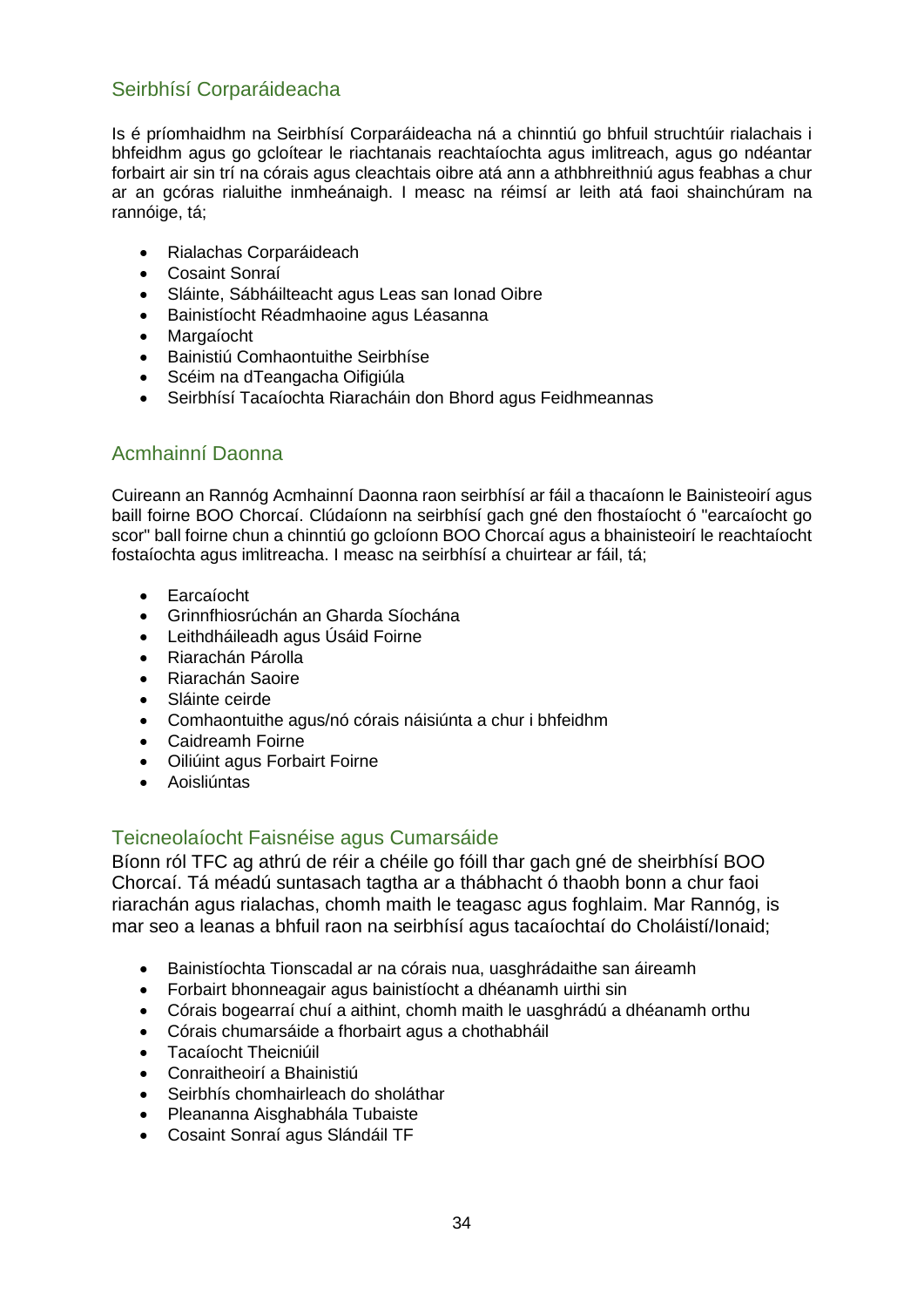## Seirbhísí Corparáideacha

Is é príomhaidhm na Seirbhísí Corparáideacha ná a chinntiú go bhfuil struchtúir rialachais i bhfeidhm agus go gcloítear le riachtanais reachtaíochta agus imlitreach, agus go ndéantar forbairt air sin trí na córais agus cleachtais oibre atá ann a athbhreithniú agus feabhas a chur ar an gcóras rialuithe inmheánaigh. I measc na réimsí ar leith atá faoi shainchúram na rannóige, tá;

- Rialachas Corparáideach
- Cosaint Sonraí
- Sláinte, Sábháilteacht agus Leas san Ionad Oibre
- Bainistíocht Réadmhaoine agus Léasanna
- Margaíocht
- Bainistiú Comhaontuithe Seirbhíse
- Scéim na dTeangacha Oifigiúla
- Seirbhísí Tacaíochta Riaracháin don Bhord agus Feidhmeannas

## Acmhainní Daonna

Cuireann an Rannóg Acmhainní Daonna raon seirbhísí ar fáil a thacaíonn le Bainisteoirí agus baill foirne BOO Chorcaí. Clúdaíonn na seirbhísí gach gné den fhostaíocht ó "earcaíocht go scor" ball foirne chun a chinntiú go gcloíonn BOO Chorcaí agus a bhainisteoirí le reachtaíocht fostaíochta agus imlitreacha. I measc na seirbhísí a chuirtear ar fáil, tá;

- Earcaíocht
- Grinnfhiosrúchán an Gharda Síochána
- Leithdháileadh agus Úsáid Foirne
- Riarachán Párolla
- Riarachán Saoire
- Sláinte ceirde
- Comhaontuithe agus/nó córais náisiúnta a chur i bhfeidhm
- Caidreamh Foirne
- Oiliúint agus Forbairt Foirne
- Aoisliúntas

## Teicneolaíocht Faisnéise agus Cumarsáide

Bíonn ról TFC ag athrú de réir a chéile go fóill thar gach gné de sheirbhísí BOO Chorcaí. Tá méadú suntasach tagtha ar a thábhacht ó thaobh bonn a chur faoi riarachán agus rialachas, chomh maith le teagasc agus foghlaim. Mar Rannóg, is mar seo a leanas a bhfuil raon na seirbhísí agus tacaíochtaí do Choláistí/Ionaid;

- Bainistíochta Tionscadal ar na córais nua, uasghrádaithe san áireamh
- Forbairt bhonneagair agus bainistíocht a dhéanamh uirthi sin
- Córais bogearraí chuí a aithint, chomh maith le uasghrádú a dhéanamh orthu
- Córais chumarsáide a fhorbairt agus a chothabháil
- Tacaíocht Theicniúil
- Conraitheoirí a Bhainistiú
- Seirbhís chomhairleach do sholáthar
- Pleananna Aisghabhála Tubaiste
- Cosaint Sonraí agus Slándáil TF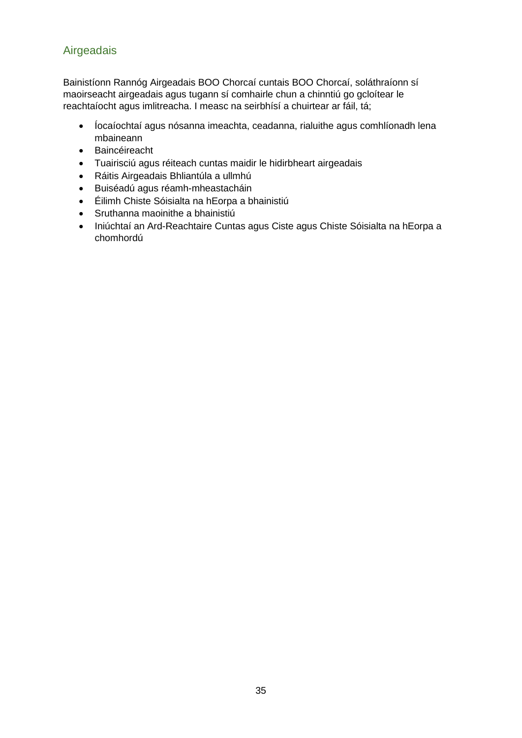## Airgeadais

Bainistíonn Rannóg Airgeadais BOO Chorcaí cuntais BOO Chorcaí, soláthraíonn sí maoirseacht airgeadais agus tugann sí comhairle chun a chinntiú go gcloítear le reachtaíocht agus imlitreacha. I measc na seirbhísí a chuirtear ar fáil, tá;

- Íocaíochtaí agus nósanna imeachta, ceadanna, rialuithe agus comhlíonadh lena mbaineann
- Baincéireacht
- Tuairisciú agus réiteach cuntas maidir le hidirbheart airgeadais
- Ráitis Airgeadais Bhliantúla a ullmhú
- Buiséadú agus réamh-mheastacháin
- Éilimh Chiste Sóisialta na hEorpa a bhainistiú
- Sruthanna maoinithe a bhainistiú
- Iniúchtaí an Ard-Reachtaire Cuntas agus Ciste agus Chiste Sóisialta na hEorpa a chomhordú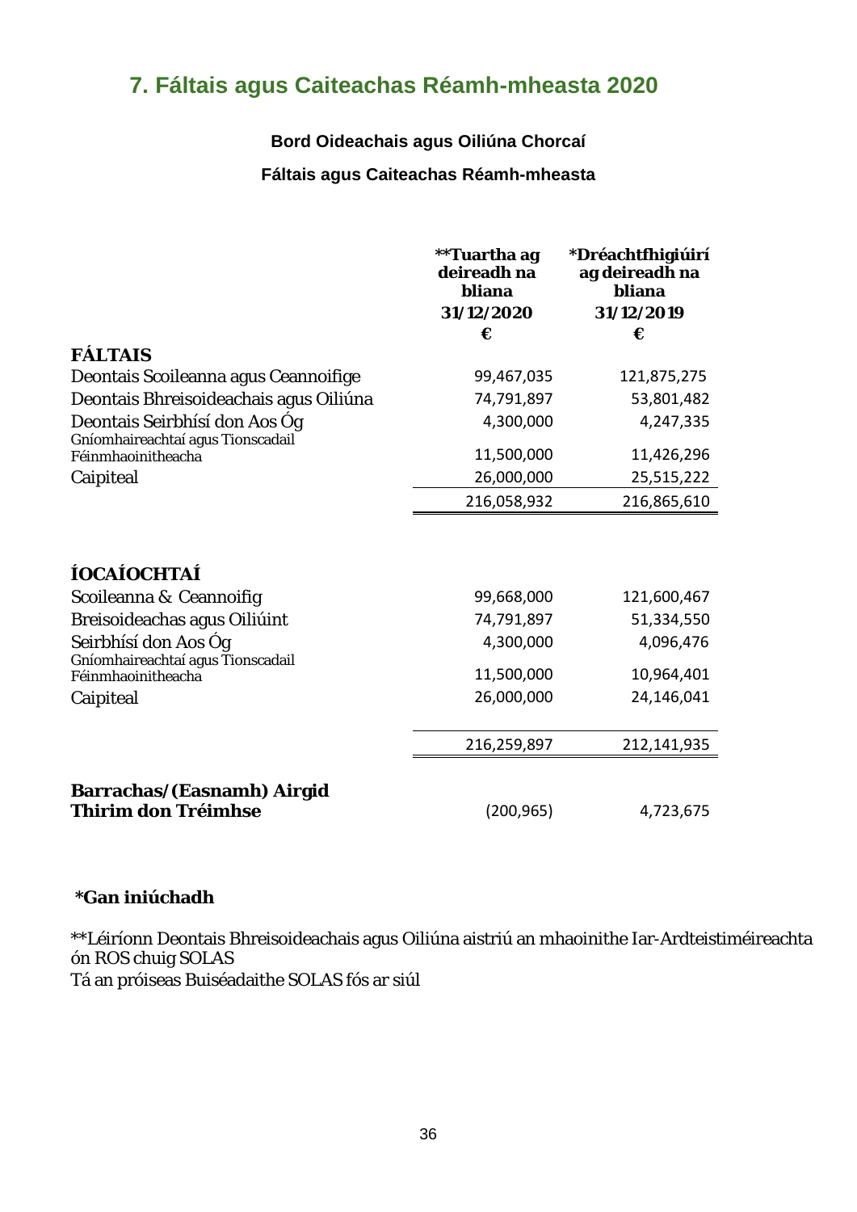## 7. Fáltais agus Caiteachas Réamh-mheasta 2020

**Bord Oideachais agus Oiliúna Chorcaí**

**Fáltais agus Caiteachas Réamh-mheasta**

| | **Tuartha ag deireadh na bliana 31/12/2020 € | *Dréachtfhigiúirí ag deireadh na bliana 31/12/2019 € |
|---|---|---|
| **FÁLTAIS** | | |
| Deontais Scoileanna agus Ceannoifige | 99,467,035 | 121,875,275 |
| Deontais Bhreisoideachais agus Oiliúna | 74,791,897 | 53,801,482 |
| Deontais Seirbhísí don Aos Óg | 4,300,000 | 4,247,335 |
| Gníomhaireachtaí agus Tionscadail Féinmhaoinitheacha | 11,500,000 | 11,426,296 |
| Caipiteal | 26,000,000 | 25,515,222 |
| | 216,058,932 | 216,865,610 |
| **ÍOCAÍOCHTAÍ** | | |
| Scoileanna & Ceannoifig | 99,668,000 | 121,600,467 |
| Breisoideachas agus Oiliúint | 74,791,897 | 51,334,550 |
| Seirbhísí don Aos Óg | 4,300,000 | 4,096,476 |
| Gníomhaireachtaí agus Tionscadail Féinmhaoinitheacha | 11,500,000 | 10,964,401 |
| Caipiteal | 26,000,000 | 24,146,041 |
| | 216,259,897 | 212,141,935 |
| **Barrachas/(Easnamh) Airgid Thirim don Tréimhse** | (200,965) | 4,723,675 |

**\*Gan iniúchadh**

**Léiríonn Deontais Bhreisoideachais agus Oiliúna aistriú an mhaoinithe Iar-Ardteistiméireachta ón ROS chuig SOLAS
Tá an próiseas Buiséadaithe SOLAS fós ar siúl